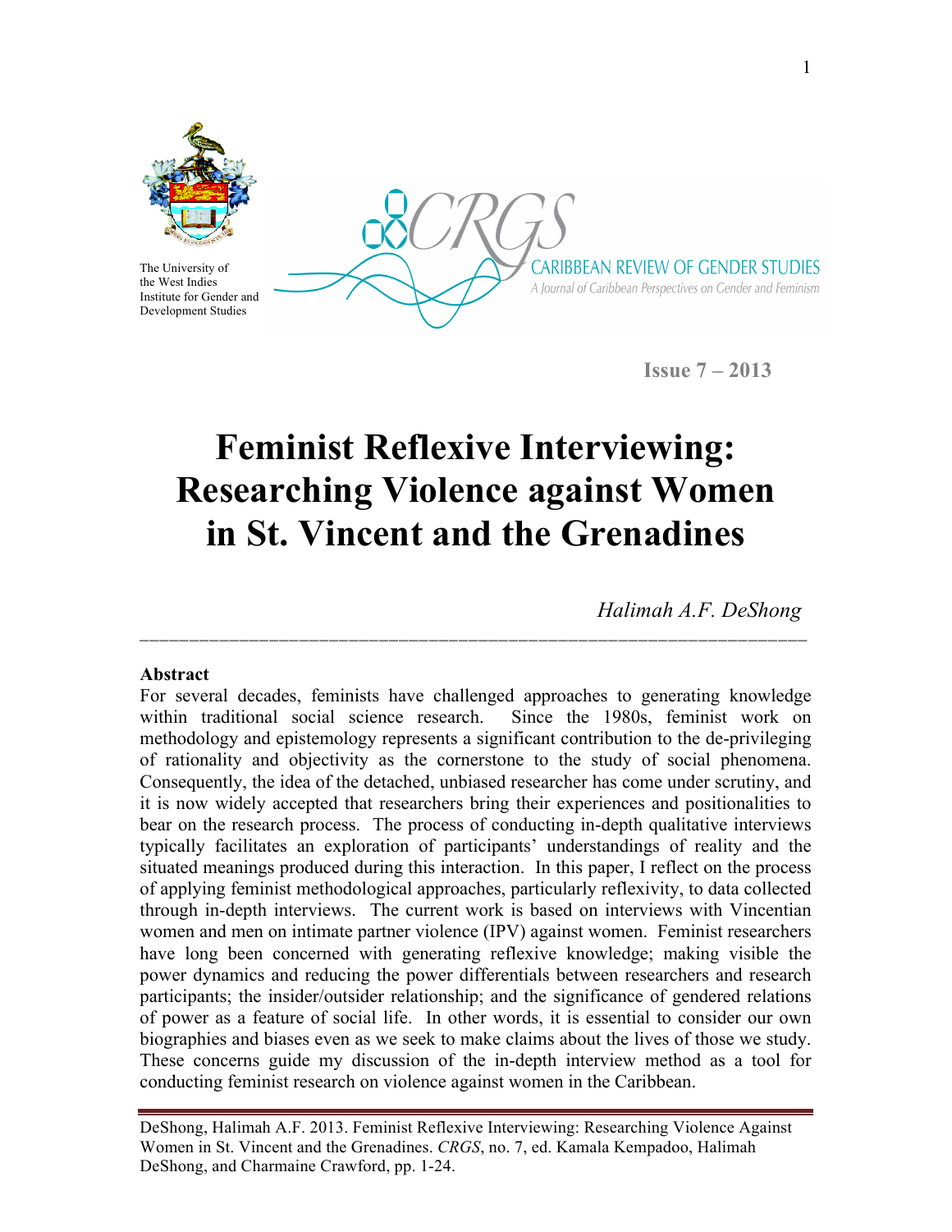The University of the West Indies Institute for Gender and Development Studies

CARIBBEAN REVIEW OF GENDER STUDIES

*A Journal of Caribbean Perspectives on Gender and Feminism*

**Issue 7 – 2013**

# Feminist Reflexive Interviewing: Researching Violence against Women in St. Vincent and the Grenadines

*Halimah A.F. DeShong*

---

**Abstract**

For several decades, feminists have challenged approaches to generating knowledge within traditional social science research. Since the 1980s, feminist work on methodology and epistemology represents a significant contribution to the de-privileging of rationality and objectivity as the cornerstone to the study of social phenomena. Consequently, the idea of the detached, unbiased researcher has come under scrutiny, and it is now widely accepted that researchers bring their experiences and positionalities to bear on the research process. The process of conducting in-depth qualitative interviews typically facilitates an exploration of participants' understandings of reality and the situated meanings produced during this interaction. In this paper, I reflect on the process of applying feminist methodological approaches, particularly reflexivity, to data collected through in-depth interviews. The current work is based on interviews with Vincentian women and men on intimate partner violence (IPV) against women. Feminist researchers have long been concerned with generating reflexive knowledge; making visible the power dynamics and reducing the power differentials between researchers and research participants; the insider/outsider relationship; and the significance of gendered relations of power as a feature of social life. In other words, it is essential to consider our own biographies and biases even as we seek to make claims about the lives of those we study. These concerns guide my discussion of the in-depth interview method as a tool for conducting feminist research on violence against women in the Caribbean.

---

DeShong, Halimah A.F. 2013. Feminist Reflexive Interviewing: Researching Violence Against Women in St. Vincent and the Grenadines. *CRGS*, no. 7, ed. Kamala Kempadoo, Halimah DeShong, and Charmaine Crawford, pp. 1-24.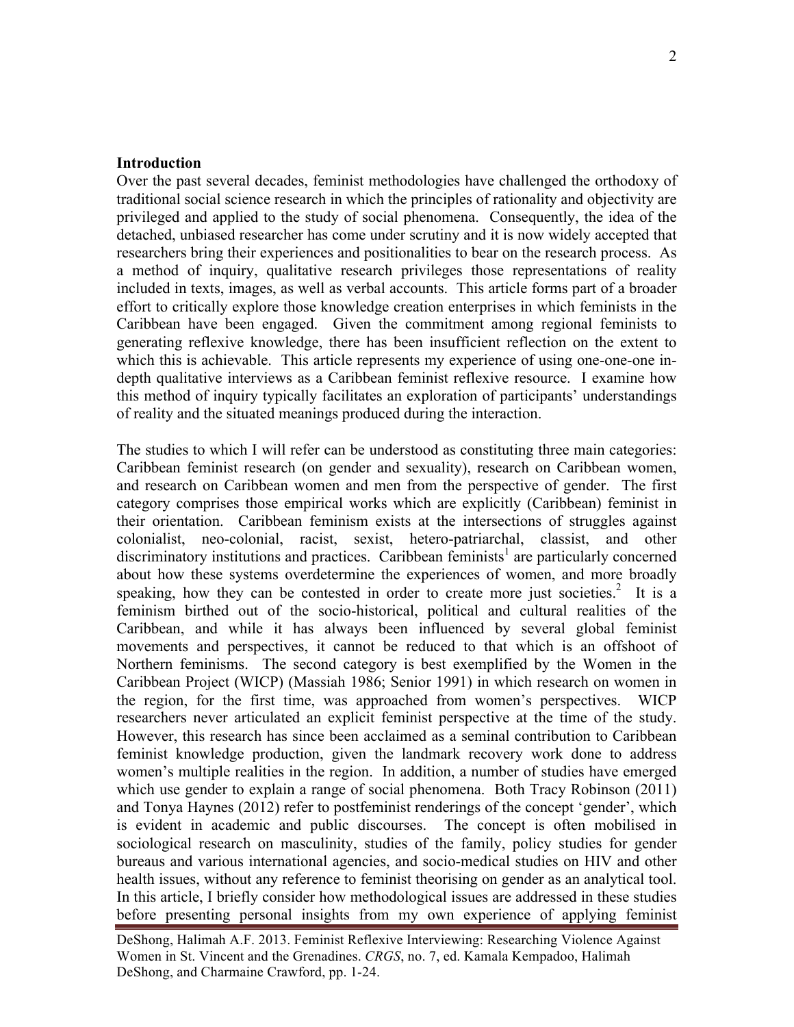## Introduction

Over the past several decades, feminist methodologies have challenged the orthodoxy of traditional social science research in which the principles of rationality and objectivity are privileged and applied to the study of social phenomena. Consequently, the idea of the detached, unbiased researcher has come under scrutiny and it is now widely accepted that researchers bring their experiences and positionalities to bear on the research process. As a method of inquiry, qualitative research privileges those representations of reality included in texts, images, as well as verbal accounts. This article forms part of a broader effort to critically explore those knowledge creation enterprises in which feminists in the Caribbean have been engaged. Given the commitment among regional feminists to generating reflexive knowledge, there has been insufficient reflection on the extent to which this is achievable. This article represents my experience of using one-one-one in-depth qualitative interviews as a Caribbean feminist reflexive resource. I examine how this method of inquiry typically facilitates an exploration of participants' understandings of reality and the situated meanings produced during the interaction.

The studies to which I will refer can be understood as constituting three main categories: Caribbean feminist research (on gender and sexuality), research on Caribbean women, and research on Caribbean women and men from the perspective of gender. The first category comprises those empirical works which are explicitly (Caribbean) feminist in their orientation. Caribbean feminism exists at the intersections of struggles against colonialist, neo-colonial, racist, sexist, hetero-patriarchal, classist, and other discriminatory institutions and practices. Caribbean feminists[1] are particularly concerned about how these systems overdetermine the experiences of women, and more broadly speaking, how they can be contested in order to create more just societies.[2] It is a feminism birthed out of the socio-historical, political and cultural realities of the Caribbean, and while it has always been influenced by several global feminist movements and perspectives, it cannot be reduced to that which is an offshoot of Northern feminisms. The second category is best exemplified by the Women in the Caribbean Project (WICP) (Massiah 1986; Senior 1991) in which research on women in the region, for the first time, was approached from women's perspectives. WICP researchers never articulated an explicit feminist perspective at the time of the study. However, this research has since been acclaimed as a seminal contribution to Caribbean feminist knowledge production, given the landmark recovery work done to address women's multiple realities in the region. In addition, a number of studies have emerged which use gender to explain a range of social phenomena. Both Tracy Robinson (2011) and Tonya Haynes (2012) refer to postfeminist renderings of the concept 'gender', which is evident in academic and public discourses. The concept is often mobilised in sociological research on masculinity, studies of the family, policy studies for gender bureaus and various international agencies, and socio-medical studies on HIV and other health issues, without any reference to feminist theorising on gender as an analytical tool. In this article, I briefly consider how methodological issues are addressed in these studies before presenting personal insights from my own experience of applying feminist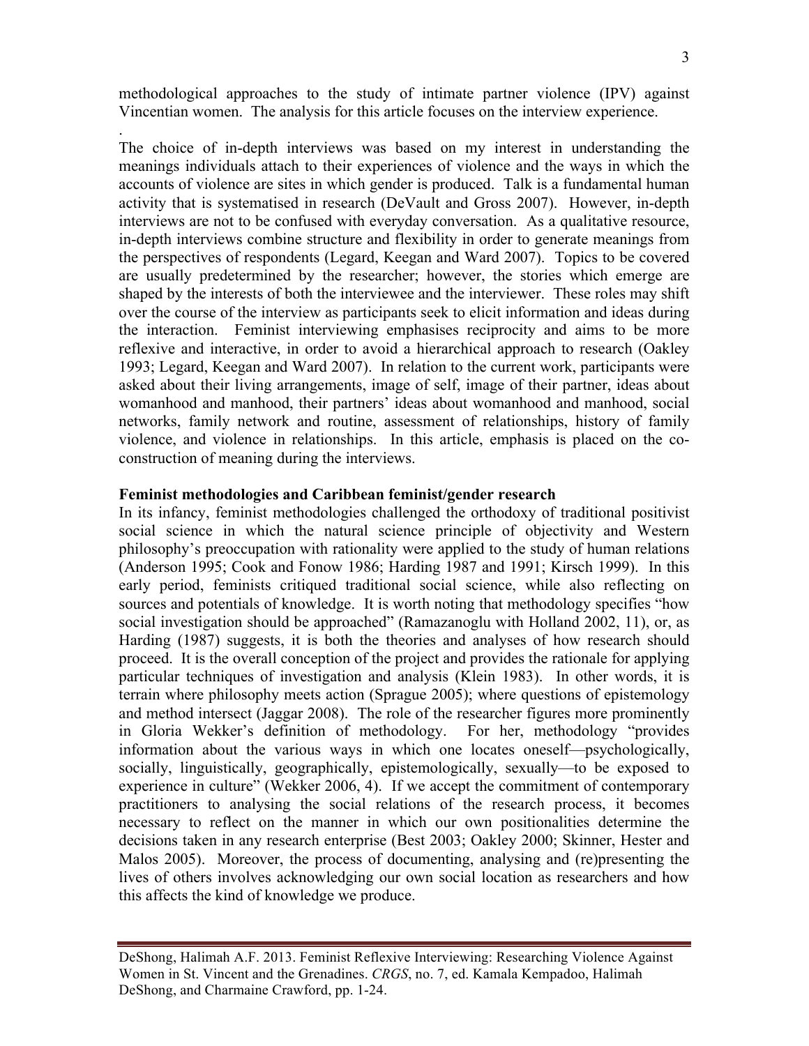methodological approaches to the study of intimate partner violence (IPV) against Vincentian women. The analysis for this article focuses on the interview experience.

The choice of in-depth interviews was based on my interest in understanding the meanings individuals attach to their experiences of violence and the ways in which the accounts of violence are sites in which gender is produced. Talk is a fundamental human activity that is systematised in research (DeVault and Gross 2007). However, in-depth interviews are not to be confused with everyday conversation. As a qualitative resource, in-depth interviews combine structure and flexibility in order to generate meanings from the perspectives of respondents (Legard, Keegan and Ward 2007). Topics to be covered are usually predetermined by the researcher; however, the stories which emerge are shaped by the interests of both the interviewee and the interviewer. These roles may shift over the course of the interview as participants seek to elicit information and ideas during the interaction. Feminist interviewing emphasises reciprocity and aims to be more reflexive and interactive, in order to avoid a hierarchical approach to research (Oakley 1993; Legard, Keegan and Ward 2007). In relation to the current work, participants were asked about their living arrangements, image of self, image of their partner, ideas about womanhood and manhood, their partners' ideas about womanhood and manhood, social networks, family network and routine, assessment of relationships, history of family violence, and violence in relationships. In this article, emphasis is placed on the co-construction of meaning during the interviews.

**Feminist methodologies and Caribbean feminist/gender research**

In its infancy, feminist methodologies challenged the orthodoxy of traditional positivist social science in which the natural science principle of objectivity and Western philosophy's preoccupation with rationality were applied to the study of human relations (Anderson 1995; Cook and Fonow 1986; Harding 1987 and 1991; Kirsch 1999). In this early period, feminists critiqued traditional social science, while also reflecting on sources and potentials of knowledge. It is worth noting that methodology specifies "how social investigation should be approached" (Ramazanoglu with Holland 2002, 11), or, as Harding (1987) suggests, it is both the theories and analyses of how research should proceed. It is the overall conception of the project and provides the rationale for applying particular techniques of investigation and analysis (Klein 1983). In other words, it is terrain where philosophy meets action (Sprague 2005); where questions of epistemology and method intersect (Jaggar 2008). The role of the researcher figures more prominently in Gloria Wekker's definition of methodology. For her, methodology "provides information about the various ways in which one locates oneself—psychologically, socially, linguistically, geographically, epistemologically, sexually—to be exposed to experience in culture" (Wekker 2006, 4). If we accept the commitment of contemporary practitioners to analysing the social relations of the research process, it becomes necessary to reflect on the manner in which our own positionalities determine the decisions taken in any research enterprise (Best 2003; Oakley 2000; Skinner, Hester and Malos 2005). Moreover, the process of documenting, analysing and (re)presenting the lives of others involves acknowledging our own social location as researchers and how this affects the kind of knowledge we produce.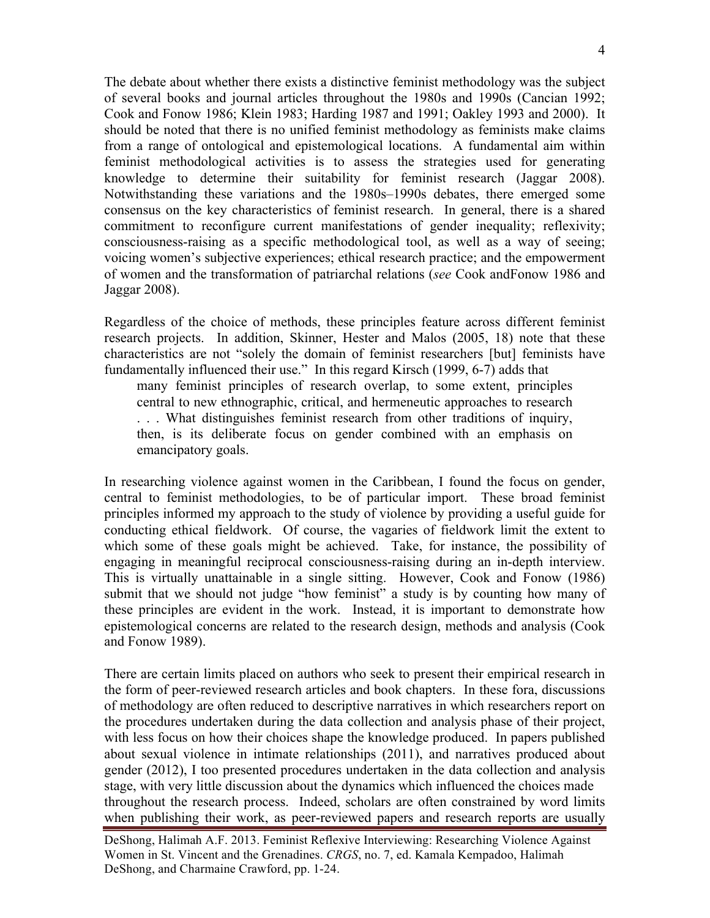The debate about whether there exists a distinctive feminist methodology was the subject of several books and journal articles throughout the 1980s and 1990s (Cancian 1992; Cook and Fonow 1986; Klein 1983; Harding 1987 and 1991; Oakley 1993 and 2000). It should be noted that there is no unified feminist methodology as feminists make claims from a range of ontological and epistemological locations. A fundamental aim within feminist methodological activities is to assess the strategies used for generating knowledge to determine their suitability for feminist research (Jaggar 2008). Notwithstanding these variations and the 1980s–1990s debates, there emerged some consensus on the key characteristics of feminist research. In general, there is a shared commitment to reconfigure current manifestations of gender inequality; reflexivity; consciousness-raising as a specific methodological tool, as well as a way of seeing; voicing women's subjective experiences; ethical research practice; and the empowerment of women and the transformation of patriarchal relations (*see* Cook andFonow 1986 and Jaggar 2008).

Regardless of the choice of methods, these principles feature across different feminist research projects. In addition, Skinner, Hester and Malos (2005, 18) note that these characteristics are not "solely the domain of feminist researchers [but] feminists have fundamentally influenced their use." In this regard Kirsch (1999, 6-7) adds that

> many feminist principles of research overlap, to some extent, principles central to new ethnographic, critical, and hermeneutic approaches to research . . . What distinguishes feminist research from other traditions of inquiry, then, is its deliberate focus on gender combined with an emphasis on emancipatory goals.

In researching violence against women in the Caribbean, I found the focus on gender, central to feminist methodologies, to be of particular import. These broad feminist principles informed my approach to the study of violence by providing a useful guide for conducting ethical fieldwork. Of course, the vagaries of fieldwork limit the extent to which some of these goals might be achieved. Take, for instance, the possibility of engaging in meaningful reciprocal consciousness-raising during an in-depth interview. This is virtually unattainable in a single sitting. However, Cook and Fonow (1986) submit that we should not judge "how feminist" a study is by counting how many of these principles are evident in the work. Instead, it is important to demonstrate how epistemological concerns are related to the research design, methods and analysis (Cook and Fonow 1989).

There are certain limits placed on authors who seek to present their empirical research in the form of peer-reviewed research articles and book chapters. In these fora, discussions of methodology are often reduced to descriptive narratives in which researchers report on the procedures undertaken during the data collection and analysis phase of their project, with less focus on how their choices shape the knowledge produced. In papers published about sexual violence in intimate relationships (2011), and narratives produced about gender (2012), I too presented procedures undertaken in the data collection and analysis stage, with very little discussion about the dynamics which influenced the choices made throughout the research process. Indeed, scholars are often constrained by word limits when publishing their work, as peer-reviewed papers and research reports are usually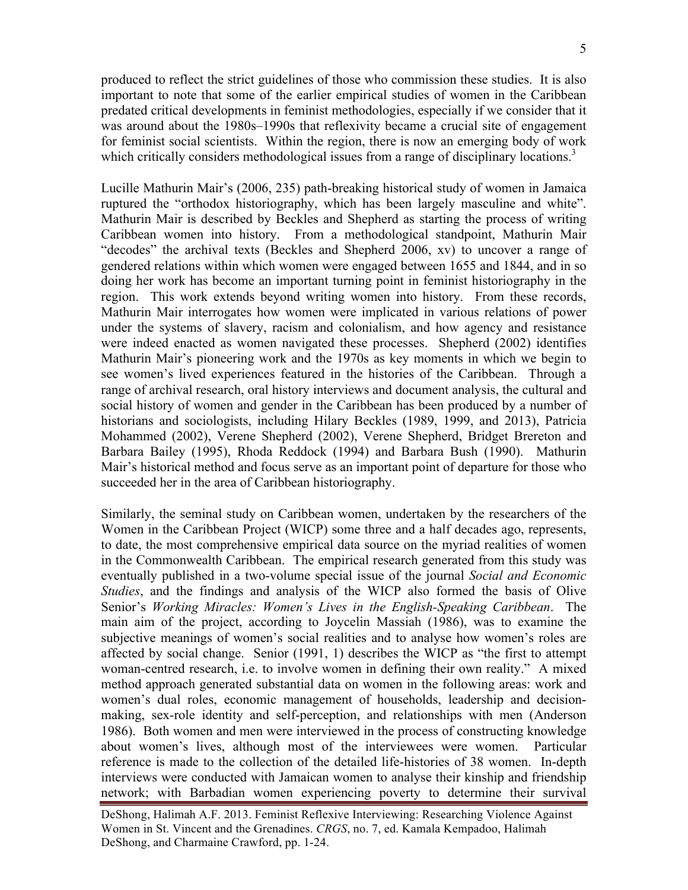produced to reflect the strict guidelines of those who commission these studies. It is also important to note that some of the earlier empirical studies of women in the Caribbean predated critical developments in feminist methodologies, especially if we consider that it was around about the 1980s–1990s that reflexivity became a crucial site of engagement for feminist social scientists. Within the region, there is now an emerging body of work which critically considers methodological issues from a range of disciplinary locations.[3]

Lucille Mathurin Mair's (2006, 235) path-breaking historical study of women in Jamaica ruptured the "orthodox historiography, which has been largely masculine and white". Mathurin Mair is described by Beckles and Shepherd as starting the process of writing Caribbean women into history. From a methodological standpoint, Mathurin Mair "decodes" the archival texts (Beckles and Shepherd 2006, xv) to uncover a range of gendered relations within which women were engaged between 1655 and 1844, and in so doing her work has become an important turning point in feminist historiography in the region. This work extends beyond writing women into history. From these records, Mathurin Mair interrogates how women were implicated in various relations of power under the systems of slavery, racism and colonialism, and how agency and resistance were indeed enacted as women navigated these processes. Shepherd (2002) identifies Mathurin Mair's pioneering work and the 1970s as key moments in which we begin to see women's lived experiences featured in the histories of the Caribbean. Through a range of archival research, oral history interviews and document analysis, the cultural and social history of women and gender in the Caribbean has been produced by a number of historians and sociologists, including Hilary Beckles (1989, 1999, and 2013), Patricia Mohammed (2002), Verene Shepherd (2002), Verene Shepherd, Bridget Brereton and Barbara Bailey (1995), Rhoda Reddock (1994) and Barbara Bush (1990). Mathurin Mair's historical method and focus serve as an important point of departure for those who succeeded her in the area of Caribbean historiography.

Similarly, the seminal study on Caribbean women, undertaken by the researchers of the Women in the Caribbean Project (WICP) some three and a half decades ago, represents, to date, the most comprehensive empirical data source on the myriad realities of women in the Commonwealth Caribbean. The empirical research generated from this study was eventually published in a two-volume special issue of the journal *Social and Economic Studies*, and the findings and analysis of the WICP also formed the basis of Olive Senior's *Working Miracles: Women's Lives in the English-Speaking Caribbean*. The main aim of the project, according to Joycelin Massiah (1986), was to examine the subjective meanings of women's social realities and to analyse how women's roles are affected by social change. Senior (1991, 1) describes the WICP as "the first to attempt woman-centred research, i.e. to involve women in defining their own reality." A mixed method approach generated substantial data on women in the following areas: work and women's dual roles, economic management of households, leadership and decision-making, sex-role identity and self-perception, and relationships with men (Anderson 1986). Both women and men were interviewed in the process of constructing knowledge about women's lives, although most of the interviewees were women. Particular reference is made to the collection of the detailed life-histories of 38 women. In-depth interviews were conducted with Jamaican women to analyse their kinship and friendship network; with Barbadian women experiencing poverty to determine their survival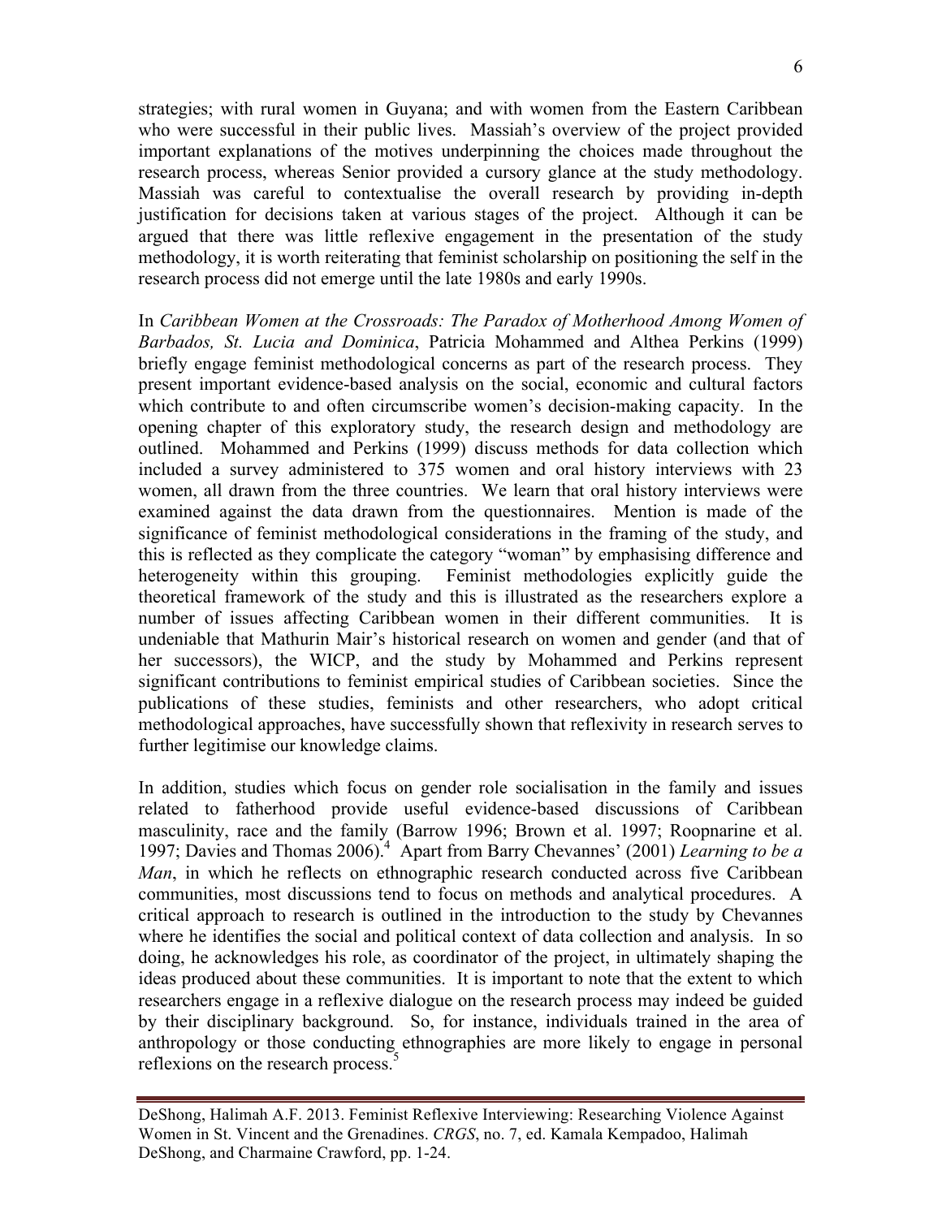strategies; with rural women in Guyana; and with women from the Eastern Caribbean who were successful in their public lives. Massiah's overview of the project provided important explanations of the motives underpinning the choices made throughout the research process, whereas Senior provided a cursory glance at the study methodology. Massiah was careful to contextualise the overall research by providing in-depth justification for decisions taken at various stages of the project. Although it can be argued that there was little reflexive engagement in the presentation of the study methodology, it is worth reiterating that feminist scholarship on positioning the self in the research process did not emerge until the late 1980s and early 1990s.

In *Caribbean Women at the Crossroads: The Paradox of Motherhood Among Women of Barbados, St. Lucia and Dominica*, Patricia Mohammed and Althea Perkins (1999) briefly engage feminist methodological concerns as part of the research process. They present important evidence-based analysis on the social, economic and cultural factors which contribute to and often circumscribe women's decision-making capacity. In the opening chapter of this exploratory study, the research design and methodology are outlined. Mohammed and Perkins (1999) discuss methods for data collection which included a survey administered to 375 women and oral history interviews with 23 women, all drawn from the three countries. We learn that oral history interviews were examined against the data drawn from the questionnaires. Mention is made of the significance of feminist methodological considerations in the framing of the study, and this is reflected as they complicate the category "woman" by emphasising difference and heterogeneity within this grouping. Feminist methodologies explicitly guide the theoretical framework of the study and this is illustrated as the researchers explore a number of issues affecting Caribbean women in their different communities. It is undeniable that Mathurin Mair's historical research on women and gender (and that of her successors), the WICP, and the study by Mohammed and Perkins represent significant contributions to feminist empirical studies of Caribbean societies. Since the publications of these studies, feminists and other researchers, who adopt critical methodological approaches, have successfully shown that reflexivity in research serves to further legitimise our knowledge claims.

In addition, studies which focus on gender role socialisation in the family and issues related to fatherhood provide useful evidence-based discussions of Caribbean masculinity, race and the family (Barrow 1996; Brown et al. 1997; Roopnarine et al. 1997; Davies and Thomas 2006).[4] Apart from Barry Chevannes' (2001) *Learning to be a Man*, in which he reflects on ethnographic research conducted across five Caribbean communities, most discussions tend to focus on methods and analytical procedures. A critical approach to research is outlined in the introduction to the study by Chevannes where he identifies the social and political context of data collection and analysis. In so doing, he acknowledges his role, as coordinator of the project, in ultimately shaping the ideas produced about these communities. It is important to note that the extent to which researchers engage in a reflexive dialogue on the research process may indeed be guided by their disciplinary background. So, for instance, individuals trained in the area of anthropology or those conducting ethnographies are more likely to engage in personal reflexions on the research process.[5]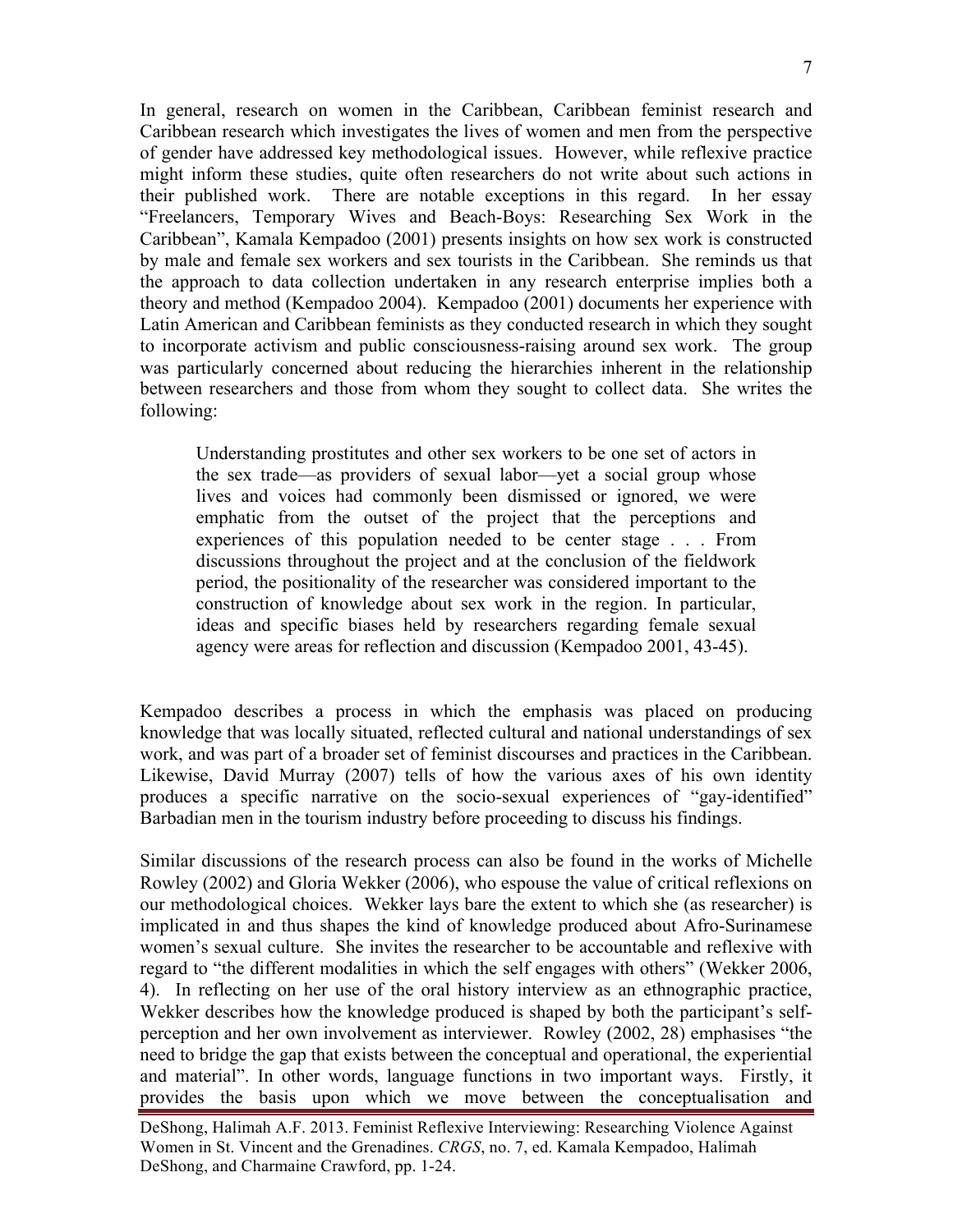In general, research on women in the Caribbean, Caribbean feminist research and Caribbean research which investigates the lives of women and men from the perspective of gender have addressed key methodological issues. However, while reflexive practice might inform these studies, quite often researchers do not write about such actions in their published work. There are notable exceptions in this regard. In her essay "Freelancers, Temporary Wives and Beach-Boys: Researching Sex Work in the Caribbean", Kamala Kempadoo (2001) presents insights on how sex work is constructed by male and female sex workers and sex tourists in the Caribbean. She reminds us that the approach to data collection undertaken in any research enterprise implies both a theory and method (Kempadoo 2004). Kempadoo (2001) documents her experience with Latin American and Caribbean feminists as they conducted research in which they sought to incorporate activism and public consciousness-raising around sex work. The group was particularly concerned about reducing the hierarchies inherent in the relationship between researchers and those from whom they sought to collect data. She writes the following:

> Understanding prostitutes and other sex workers to be one set of actors in the sex trade—as providers of sexual labor—yet a social group whose lives and voices had commonly been dismissed or ignored, we were emphatic from the outset of the project that the perceptions and experiences of this population needed to be center stage . . . From discussions throughout the project and at the conclusion of the fieldwork period, the positionality of the researcher was considered important to the construction of knowledge about sex work in the region. In particular, ideas and specific biases held by researchers regarding female sexual agency were areas for reflection and discussion (Kempadoo 2001, 43-45).

Kempadoo describes a process in which the emphasis was placed on producing knowledge that was locally situated, reflected cultural and national understandings of sex work, and was part of a broader set of feminist discourses and practices in the Caribbean. Likewise, David Murray (2007) tells of how the various axes of his own identity produces a specific narrative on the socio-sexual experiences of "gay-identified" Barbadian men in the tourism industry before proceeding to discuss his findings.

Similar discussions of the research process can also be found in the works of Michelle Rowley (2002) and Gloria Wekker (2006), who espouse the value of critical reflexions on our methodological choices. Wekker lays bare the extent to which she (as researcher) is implicated in and thus shapes the kind of knowledge produced about Afro-Surinamese women's sexual culture. She invites the researcher to be accountable and reflexive with regard to "the different modalities in which the self engages with others" (Wekker 2006, 4). In reflecting on her use of the oral history interview as an ethnographic practice, Wekker describes how the knowledge produced is shaped by both the participant's self-perception and her own involvement as interviewer. Rowley (2002, 28) emphasises "the need to bridge the gap that exists between the conceptual and operational, the experiential and material". In other words, language functions in two important ways. Firstly, it provides the basis upon which we move between the conceptualisation and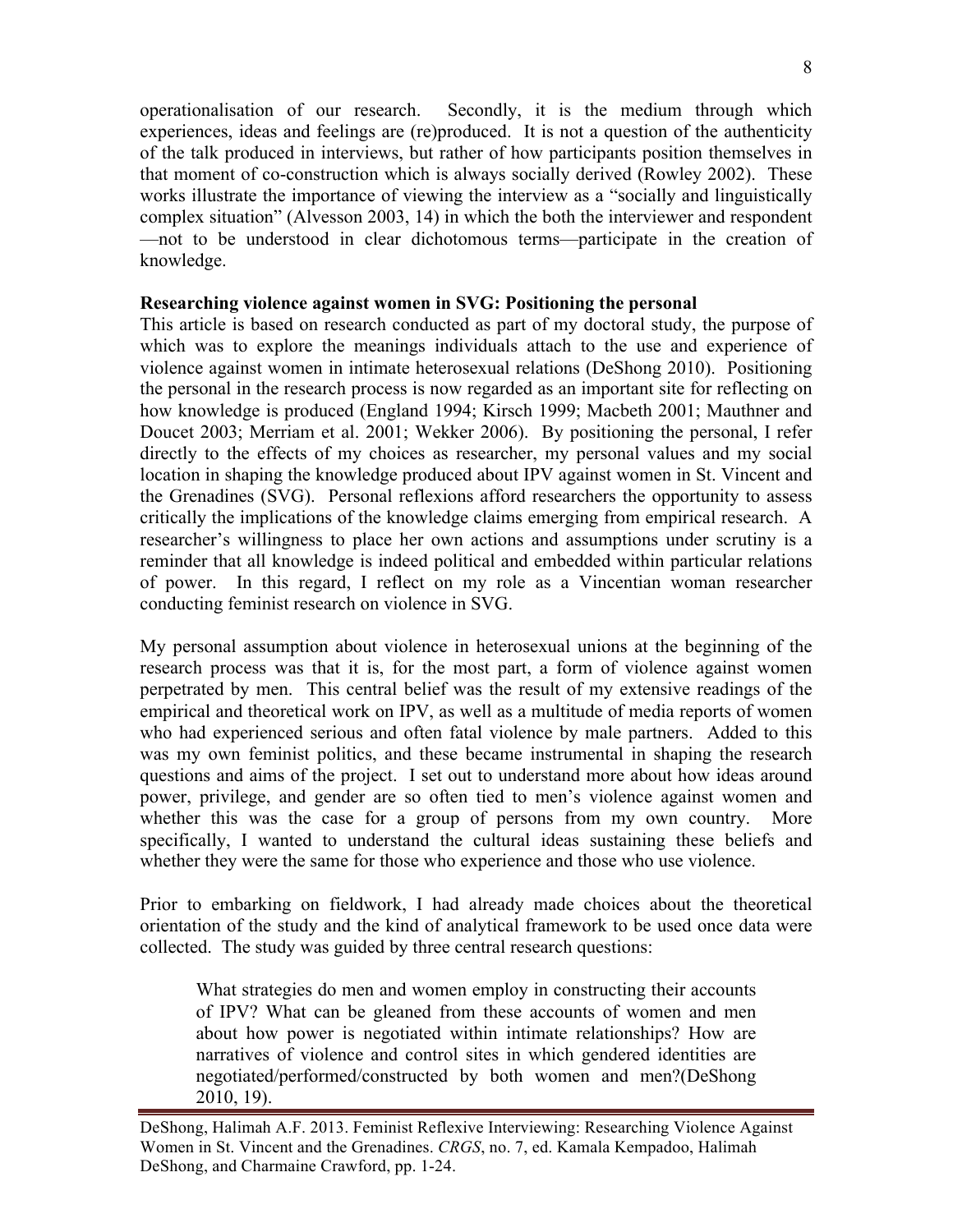operationalisation of our research. Secondly, it is the medium through which experiences, ideas and feelings are (re)produced. It is not a question of the authenticity of the talk produced in interviews, but rather of how participants position themselves in that moment of co-construction which is always socially derived (Rowley 2002). These works illustrate the importance of viewing the interview as a "socially and linguistically complex situation" (Alvesson 2003, 14) in which the both the interviewer and respondent —not to be understood in clear dichotomous terms—participate in the creation of knowledge.

**Researching violence against women in SVG: Positioning the personal**

This article is based on research conducted as part of my doctoral study, the purpose of which was to explore the meanings individuals attach to the use and experience of violence against women in intimate heterosexual relations (DeShong 2010). Positioning the personal in the research process is now regarded as an important site for reflecting on how knowledge is produced (England 1994; Kirsch 1999; Macbeth 2001; Mauthner and Doucet 2003; Merriam et al. 2001; Wekker 2006). By positioning the personal, I refer directly to the effects of my choices as researcher, my personal values and my social location in shaping the knowledge produced about IPV against women in St. Vincent and the Grenadines (SVG). Personal reflexions afford researchers the opportunity to assess critically the implications of the knowledge claims emerging from empirical research. A researcher's willingness to place her own actions and assumptions under scrutiny is a reminder that all knowledge is indeed political and embedded within particular relations of power. In this regard, I reflect on my role as a Vincentian woman researcher conducting feminist research on violence in SVG.

My personal assumption about violence in heterosexual unions at the beginning of the research process was that it is, for the most part, a form of violence against women perpetrated by men. This central belief was the result of my extensive readings of the empirical and theoretical work on IPV, as well as a multitude of media reports of women who had experienced serious and often fatal violence by male partners. Added to this was my own feminist politics, and these became instrumental in shaping the research questions and aims of the project. I set out to understand more about how ideas around power, privilege, and gender are so often tied to men's violence against women and whether this was the case for a group of persons from my own country. More specifically, I wanted to understand the cultural ideas sustaining these beliefs and whether they were the same for those who experience and those who use violence.

Prior to embarking on fieldwork, I had already made choices about the theoretical orientation of the study and the kind of analytical framework to be used once data were collected. The study was guided by three central research questions:

> What strategies do men and women employ in constructing their accounts of IPV? What can be gleaned from these accounts of women and men about how power is negotiated within intimate relationships? How are narratives of violence and control sites in which gendered identities are negotiated/performed/constructed by both women and men?(DeShong 2010, 19).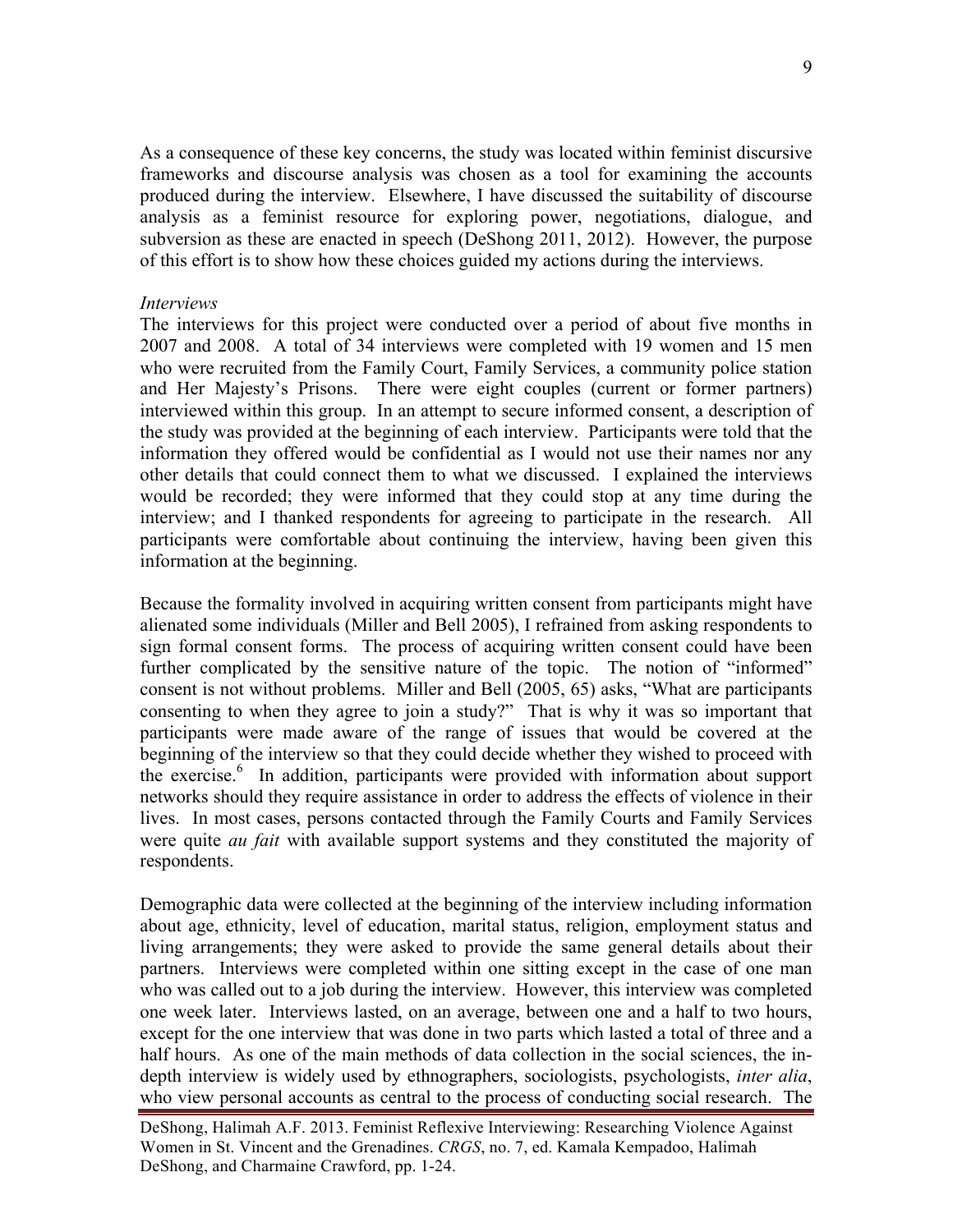As a consequence of these key concerns, the study was located within feminist discursive frameworks and discourse analysis was chosen as a tool for examining the accounts produced during the interview. Elsewhere, I have discussed the suitability of discourse analysis as a feminist resource for exploring power, negotiations, dialogue, and subversion as these are enacted in speech (DeShong 2011, 2012). However, the purpose of this effort is to show how these choices guided my actions during the interviews.

### *Interviews*

The interviews for this project were conducted over a period of about five months in 2007 and 2008. A total of 34 interviews were completed with 19 women and 15 men who were recruited from the Family Court, Family Services, a community police station and Her Majesty's Prisons. There were eight couples (current or former partners) interviewed within this group. In an attempt to secure informed consent, a description of the study was provided at the beginning of each interview. Participants were told that the information they offered would be confidential as I would not use their names nor any other details that could connect them to what we discussed. I explained the interviews would be recorded; they were informed that they could stop at any time during the interview; and I thanked respondents for agreeing to participate in the research. All participants were comfortable about continuing the interview, having been given this information at the beginning.

Because the formality involved in acquiring written consent from participants might have alienated some individuals (Miller and Bell 2005), I refrained from asking respondents to sign formal consent forms. The process of acquiring written consent could have been further complicated by the sensitive nature of the topic. The notion of "informed" consent is not without problems. Miller and Bell (2005, 65) asks, "What are participants consenting to when they agree to join a study?" That is why it was so important that participants were made aware of the range of issues that would be covered at the beginning of the interview so that they could decide whether they wished to proceed with the exercise.[6] In addition, participants were provided with information about support networks should they require assistance in order to address the effects of violence in their lives. In most cases, persons contacted through the Family Courts and Family Services were quite *au fait* with available support systems and they constituted the majority of respondents.

Demographic data were collected at the beginning of the interview including information about age, ethnicity, level of education, marital status, religion, employment status and living arrangements; they were asked to provide the same general details about their partners. Interviews were completed within one sitting except in the case of one man who was called out to a job during the interview. However, this interview was completed one week later. Interviews lasted, on an average, between one and a half to two hours, except for the one interview that was done in two parts which lasted a total of three and a half hours. As one of the main methods of data collection in the social sciences, the in-depth interview is widely used by ethnographers, sociologists, psychologists, *inter alia*, who view personal accounts as central to the process of conducting social research. The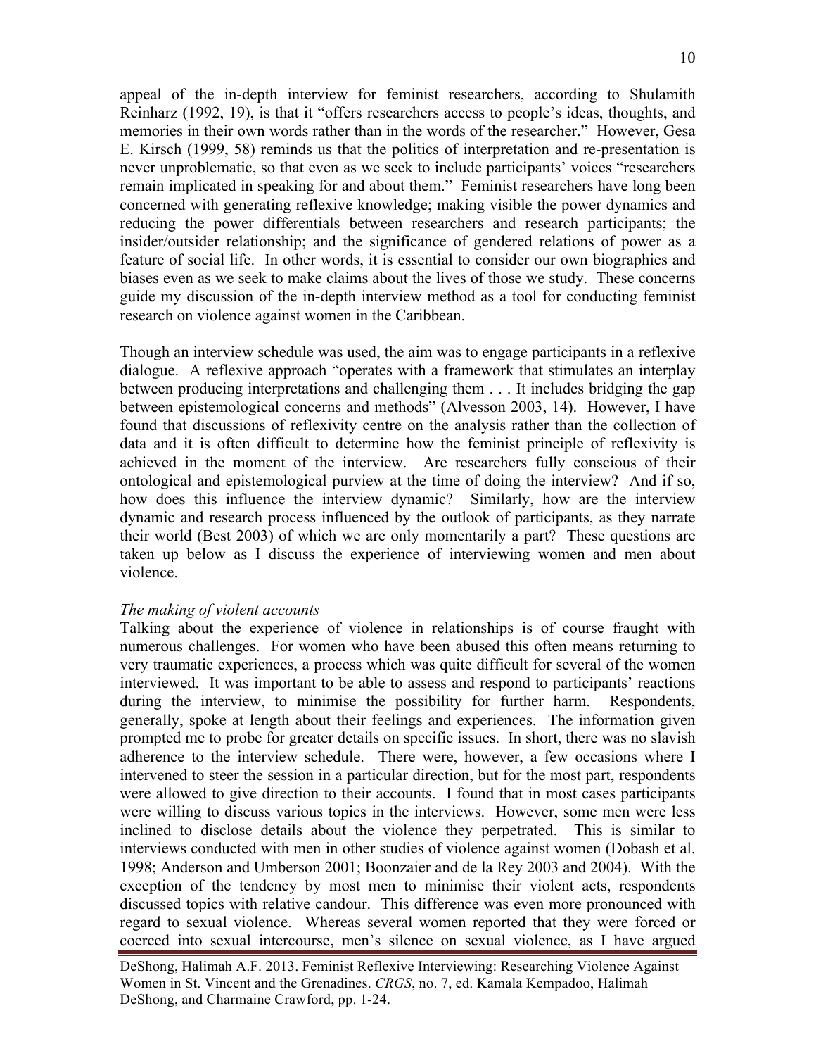appeal of the in-depth interview for feminist researchers, according to Shulamith Reinharz (1992, 19), is that it "offers researchers access to people's ideas, thoughts, and memories in their own words rather than in the words of the researcher." However, Gesa E. Kirsch (1999, 58) reminds us that the politics of interpretation and re-presentation is never unproblematic, so that even as we seek to include participants' voices "researchers remain implicated in speaking for and about them." Feminist researchers have long been concerned with generating reflexive knowledge; making visible the power dynamics and reducing the power differentials between researchers and research participants; the insider/outsider relationship; and the significance of gendered relations of power as a feature of social life. In other words, it is essential to consider our own biographies and biases even as we seek to make claims about the lives of those we study. These concerns guide my discussion of the in-depth interview method as a tool for conducting feminist research on violence against women in the Caribbean.

Though an interview schedule was used, the aim was to engage participants in a reflexive dialogue. A reflexive approach "operates with a framework that stimulates an interplay between producing interpretations and challenging them . . . It includes bridging the gap between epistemological concerns and methods" (Alvesson 2003, 14). However, I have found that discussions of reflexivity centre on the analysis rather than the collection of data and it is often difficult to determine how the feminist principle of reflexivity is achieved in the moment of the interview. Are researchers fully conscious of their ontological and epistemological purview at the time of doing the interview? And if so, how does this influence the interview dynamic? Similarly, how are the interview dynamic and research process influenced by the outlook of participants, as they narrate their world (Best 2003) of which we are only momentarily a part? These questions are taken up below as I discuss the experience of interviewing women and men about violence.

*The making of violent accounts*

Talking about the experience of violence in relationships is of course fraught with numerous challenges. For women who have been abused this often means returning to very traumatic experiences, a process which was quite difficult for several of the women interviewed. It was important to be able to assess and respond to participants' reactions during the interview, to minimise the possibility for further harm. Respondents, generally, spoke at length about their feelings and experiences. The information given prompted me to probe for greater details on specific issues. In short, there was no slavish adherence to the interview schedule. There were, however, a few occasions where I intervened to steer the session in a particular direction, but for the most part, respondents were allowed to give direction to their accounts. I found that in most cases participants were willing to discuss various topics in the interviews. However, some men were less inclined to disclose details about the violence they perpetrated. This is similar to interviews conducted with men in other studies of violence against women (Dobash et al. 1998; Anderson and Umberson 2001; Boonzaier and de la Rey 2003 and 2004). With the exception of the tendency by most men to minimise their violent acts, respondents discussed topics with relative candour. This difference was even more pronounced with regard to sexual violence. Whereas several women reported that they were forced or coerced into sexual intercourse, men's silence on sexual violence, as I have argued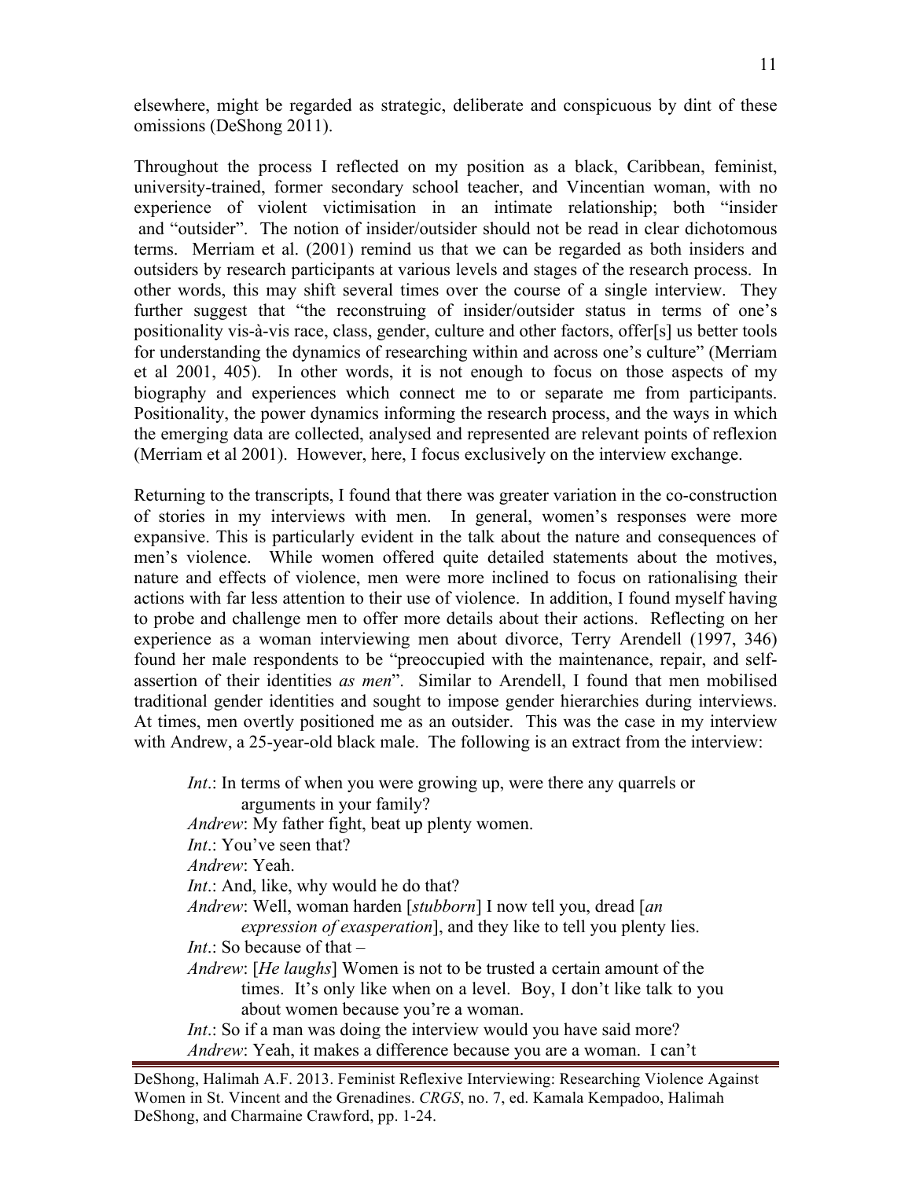elsewhere, might be regarded as strategic, deliberate and conspicuous by dint of these omissions (DeShong 2011).

Throughout the process I reflected on my position as a black, Caribbean, feminist, university-trained, former secondary school teacher, and Vincentian woman, with no experience of violent victimisation in an intimate relationship; both "insider and "outsider". The notion of insider/outsider should not be read in clear dichotomous terms. Merriam et al. (2001) remind us that we can be regarded as both insiders and outsiders by research participants at various levels and stages of the research process. In other words, this may shift several times over the course of a single interview. They further suggest that "the reconstruing of insider/outsider status in terms of one's positionality vis-à-vis race, class, gender, culture and other factors, offer[s] us better tools for understanding the dynamics of researching within and across one's culture" (Merriam et al 2001, 405). In other words, it is not enough to focus on those aspects of my biography and experiences which connect me to or separate me from participants. Positionality, the power dynamics informing the research process, and the ways in which the emerging data are collected, analysed and represented are relevant points of reflexion (Merriam et al 2001). However, here, I focus exclusively on the interview exchange.

Returning to the transcripts, I found that there was greater variation in the co-construction of stories in my interviews with men. In general, women's responses were more expansive. This is particularly evident in the talk about the nature and consequences of men's violence. While women offered quite detailed statements about the motives, nature and effects of violence, men were more inclined to focus on rationalising their actions with far less attention to their use of violence. In addition, I found myself having to probe and challenge men to offer more details about their actions. Reflecting on her experience as a woman interviewing men about divorce, Terry Arendell (1997, 346) found her male respondents to be "preoccupied with the maintenance, repair, and self-assertion of their identities *as men*". Similar to Arendell, I found that men mobilised traditional gender identities and sought to impose gender hierarchies during interviews. At times, men overtly positioned me as an outsider. This was the case in my interview with Andrew, a 25-year-old black male. The following is an extract from the interview:

> *Int*.: In terms of when you were growing up, were there any quarrels or arguments in your family?
>
> *Andrew*: My father fight, beat up plenty women.
>
> *Int*.: You've seen that?
>
> *Andrew*: Yeah.
>
> *Int*.: And, like, why would he do that?
>
> *Andrew*: Well, woman harden [*stubborn*] I now tell you, dread [*an expression of exasperation*], and they like to tell you plenty lies.
>
> *Int*.: So because of that –
>
> *Andrew*: [*He laughs*] Women is not to be trusted a certain amount of the times. It's only like when on a level. Boy, I don't like talk to you about women because you're a woman.
>
> *Int*.: So if a man was doing the interview would you have said more?
>
> *Andrew*: Yeah, it makes a difference because you are a woman. I can't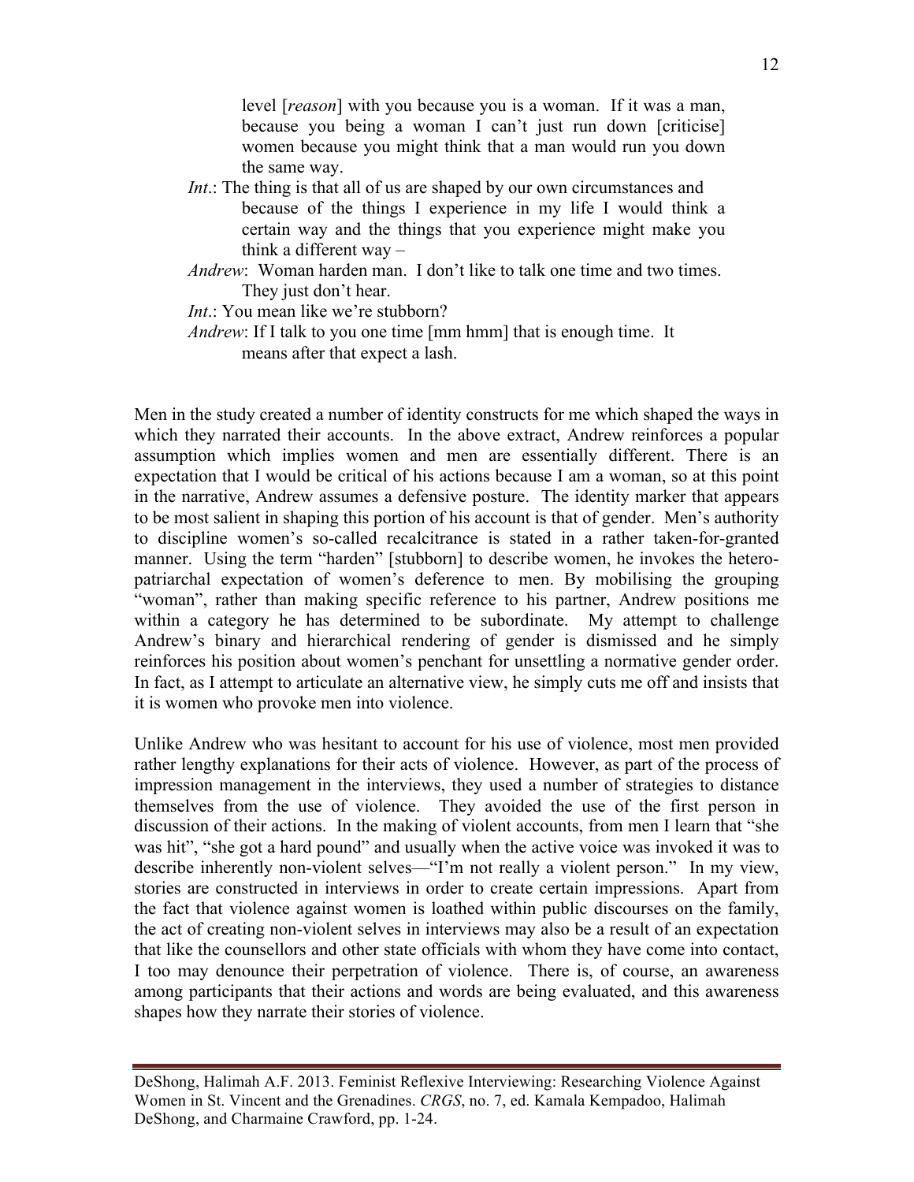> level [*reason*] with you because you is a woman. If it was a man, because you being a woman I can't just run down [criticise] women because you might think that a man would run you down the same way.
>
> *Int*.: The thing is that all of us are shaped by our own circumstances and because of the things I experience in my life I would think a certain way and the things that you experience might make you think a different way –
>
> *Andrew*: Woman harden man. I don't like to talk one time and two times. They just don't hear.
>
> *Int*.: You mean like we're stubborn?
>
> *Andrew*: If I talk to you one time [mm hmm] that is enough time. It means after that expect a lash.

Men in the study created a number of identity constructs for me which shaped the ways in which they narrated their accounts. In the above extract, Andrew reinforces a popular assumption which implies women and men are essentially different. There is an expectation that I would be critical of his actions because I am a woman, so at this point in the narrative, Andrew assumes a defensive posture. The identity marker that appears to be most salient in shaping this portion of his account is that of gender. Men's authority to discipline women's so-called recalcitrance is stated in a rather taken-for-granted manner. Using the term "harden" [stubborn] to describe women, he invokes the hetero-patriarchal expectation of women's deference to men. By mobilising the grouping "woman", rather than making specific reference to his partner, Andrew positions me within a category he has determined to be subordinate. My attempt to challenge Andrew's binary and hierarchical rendering of gender is dismissed and he simply reinforces his position about women's penchant for unsettling a normative gender order. In fact, as I attempt to articulate an alternative view, he simply cuts me off and insists that it is women who provoke men into violence.

Unlike Andrew who was hesitant to account for his use of violence, most men provided rather lengthy explanations for their acts of violence. However, as part of the process of impression management in the interviews, they used a number of strategies to distance themselves from the use of violence. They avoided the use of the first person in discussion of their actions. In the making of violent accounts, from men I learn that "she was hit", "she got a hard pound" and usually when the active voice was invoked it was to describe inherently non-violent selves—"I'm not really a violent person." In my view, stories are constructed in interviews in order to create certain impressions. Apart from the fact that violence against women is loathed within public discourses on the family, the act of creating non-violent selves in interviews may also be a result of an expectation that like the counsellors and other state officials with whom they have come into contact, I too may denounce their perpetration of violence. There is, of course, an awareness among participants that their actions and words are being evaluated, and this awareness shapes how they narrate their stories of violence.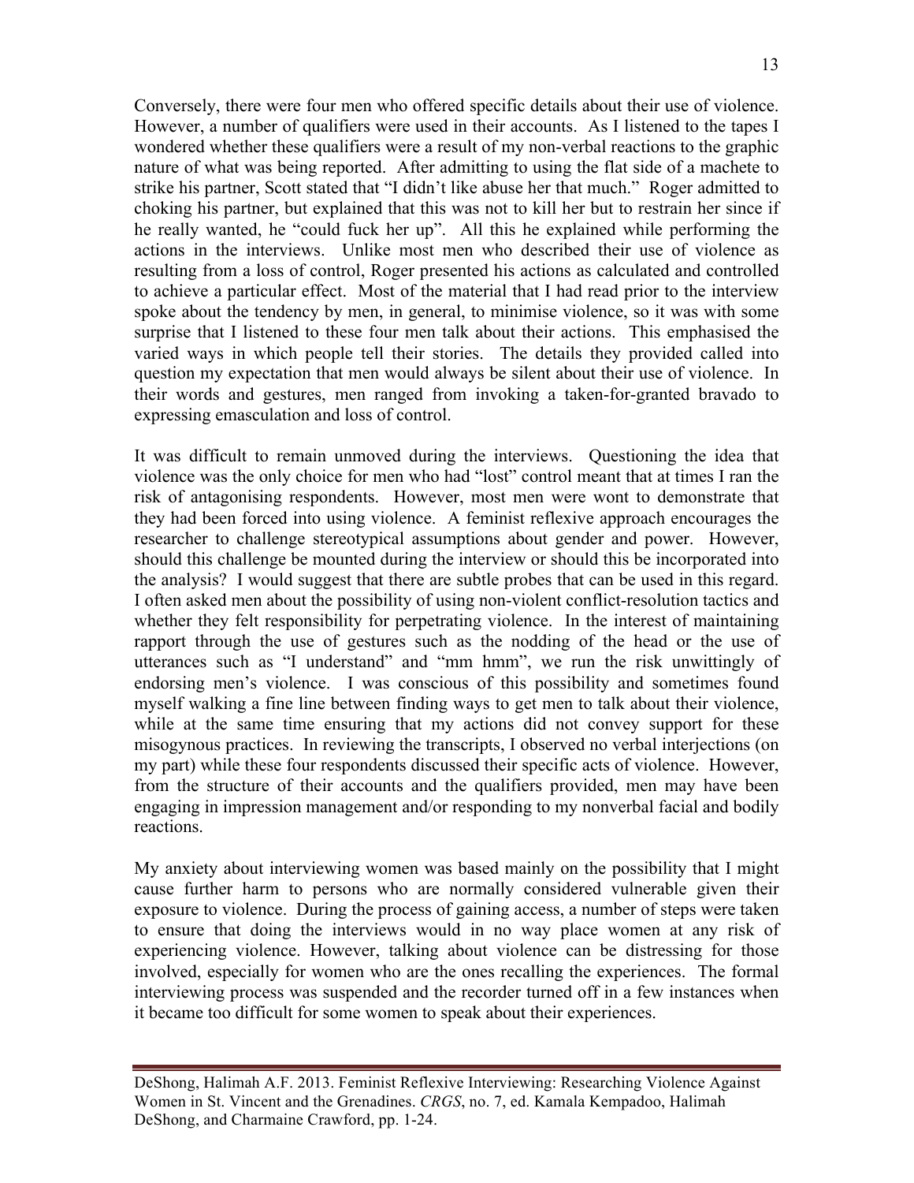Conversely, there were four men who offered specific details about their use of violence. However, a number of qualifiers were used in their accounts. As I listened to the tapes I wondered whether these qualifiers were a result of my non-verbal reactions to the graphic nature of what was being reported. After admitting to using the flat side of a machete to strike his partner, Scott stated that "I didn't like abuse her that much." Roger admitted to choking his partner, but explained that this was not to kill her but to restrain her since if he really wanted, he "could fuck her up". All this he explained while performing the actions in the interviews. Unlike most men who described their use of violence as resulting from a loss of control, Roger presented his actions as calculated and controlled to achieve a particular effect. Most of the material that I had read prior to the interview spoke about the tendency by men, in general, to minimise violence, so it was with some surprise that I listened to these four men talk about their actions. This emphasised the varied ways in which people tell their stories. The details they provided called into question my expectation that men would always be silent about their use of violence. In their words and gestures, men ranged from invoking a taken-for-granted bravado to expressing emasculation and loss of control.

It was difficult to remain unmoved during the interviews. Questioning the idea that violence was the only choice for men who had "lost" control meant that at times I ran the risk of antagonising respondents. However, most men were wont to demonstrate that they had been forced into using violence. A feminist reflexive approach encourages the researcher to challenge stereotypical assumptions about gender and power. However, should this challenge be mounted during the interview or should this be incorporated into the analysis? I would suggest that there are subtle probes that can be used in this regard. I often asked men about the possibility of using non-violent conflict-resolution tactics and whether they felt responsibility for perpetrating violence. In the interest of maintaining rapport through the use of gestures such as the nodding of the head or the use of utterances such as "I understand" and "mm hmm", we run the risk unwittingly of endorsing men's violence. I was conscious of this possibility and sometimes found myself walking a fine line between finding ways to get men to talk about their violence, while at the same time ensuring that my actions did not convey support for these misogynous practices. In reviewing the transcripts, I observed no verbal interjections (on my part) while these four respondents discussed their specific acts of violence. However, from the structure of their accounts and the qualifiers provided, men may have been engaging in impression management and/or responding to my nonverbal facial and bodily reactions.

My anxiety about interviewing women was based mainly on the possibility that I might cause further harm to persons who are normally considered vulnerable given their exposure to violence. During the process of gaining access, a number of steps were taken to ensure that doing the interviews would in no way place women at any risk of experiencing violence. However, talking about violence can be distressing for those involved, especially for women who are the ones recalling the experiences. The formal interviewing process was suspended and the recorder turned off in a few instances when it became too difficult for some women to speak about their experiences.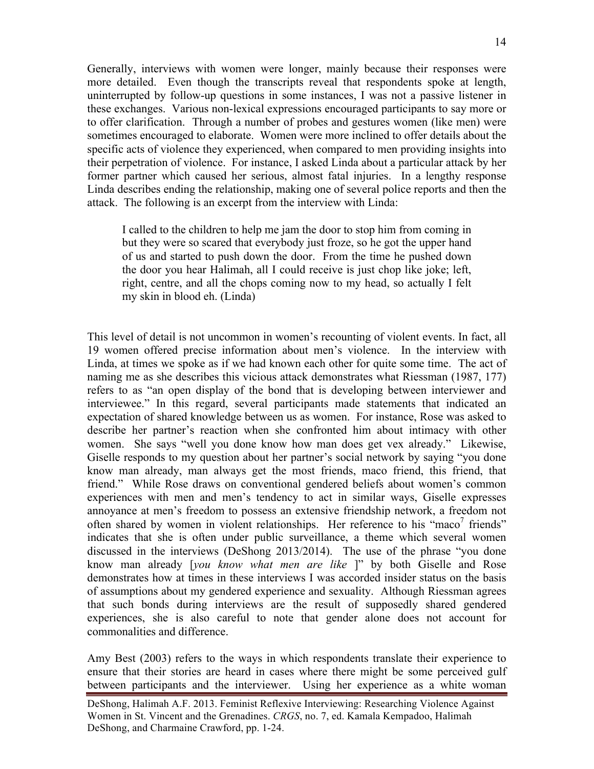Generally, interviews with women were longer, mainly because their responses were more detailed. Even though the transcripts reveal that respondents spoke at length, uninterrupted by follow-up questions in some instances, I was not a passive listener in these exchanges. Various non-lexical expressions encouraged participants to say more or to offer clarification. Through a number of probes and gestures women (like men) were sometimes encouraged to elaborate. Women were more inclined to offer details about the specific acts of violence they experienced, when compared to men providing insights into their perpetration of violence. For instance, I asked Linda about a particular attack by her former partner which caused her serious, almost fatal injuries. In a lengthy response Linda describes ending the relationship, making one of several police reports and then the attack. The following is an excerpt from the interview with Linda:

> I called to the children to help me jam the door to stop him from coming in but they were so scared that everybody just froze, so he got the upper hand of us and started to push down the door. From the time he pushed down the door you hear Halimah, all I could receive is just chop like joke; left, right, centre, and all the chops coming now to my head, so actually I felt my skin in blood eh. (Linda)

This level of detail is not uncommon in women's recounting of violent events. In fact, all 19 women offered precise information about men's violence. In the interview with Linda, at times we spoke as if we had known each other for quite some time. The act of naming me as she describes this vicious attack demonstrates what Riessman (1987, 177) refers to as "an open display of the bond that is developing between interviewer and interviewee." In this regard, several participants made statements that indicated an expectation of shared knowledge between us as women. For instance, Rose was asked to describe her partner's reaction when she confronted him about intimacy with other women. She says "well you done know how man does get vex already." Likewise, Giselle responds to my question about her partner's social network by saying "you done know man already, man always get the most friends, maco friend, this friend, that friend." While Rose draws on conventional gendered beliefs about women's common experiences with men and men's tendency to act in similar ways, Giselle expresses annoyance at men's freedom to possess an extensive friendship network, a freedom not often shared by women in violent relationships. Her reference to his "maco[7] friends" indicates that she is often under public surveillance, a theme which several women discussed in the interviews (DeShong 2013/2014). The use of the phrase "you done know man already [*you know what men are like* ]" by both Giselle and Rose demonstrates how at times in these interviews I was accorded insider status on the basis of assumptions about my gendered experience and sexuality. Although Riessman agrees that such bonds during interviews are the result of supposedly shared gendered experiences, she is also careful to note that gender alone does not account for commonalities and difference.

Amy Best (2003) refers to the ways in which respondents translate their experience to ensure that their stories are heard in cases where there might be some perceived gulf between participants and the interviewer. Using her experience as a white woman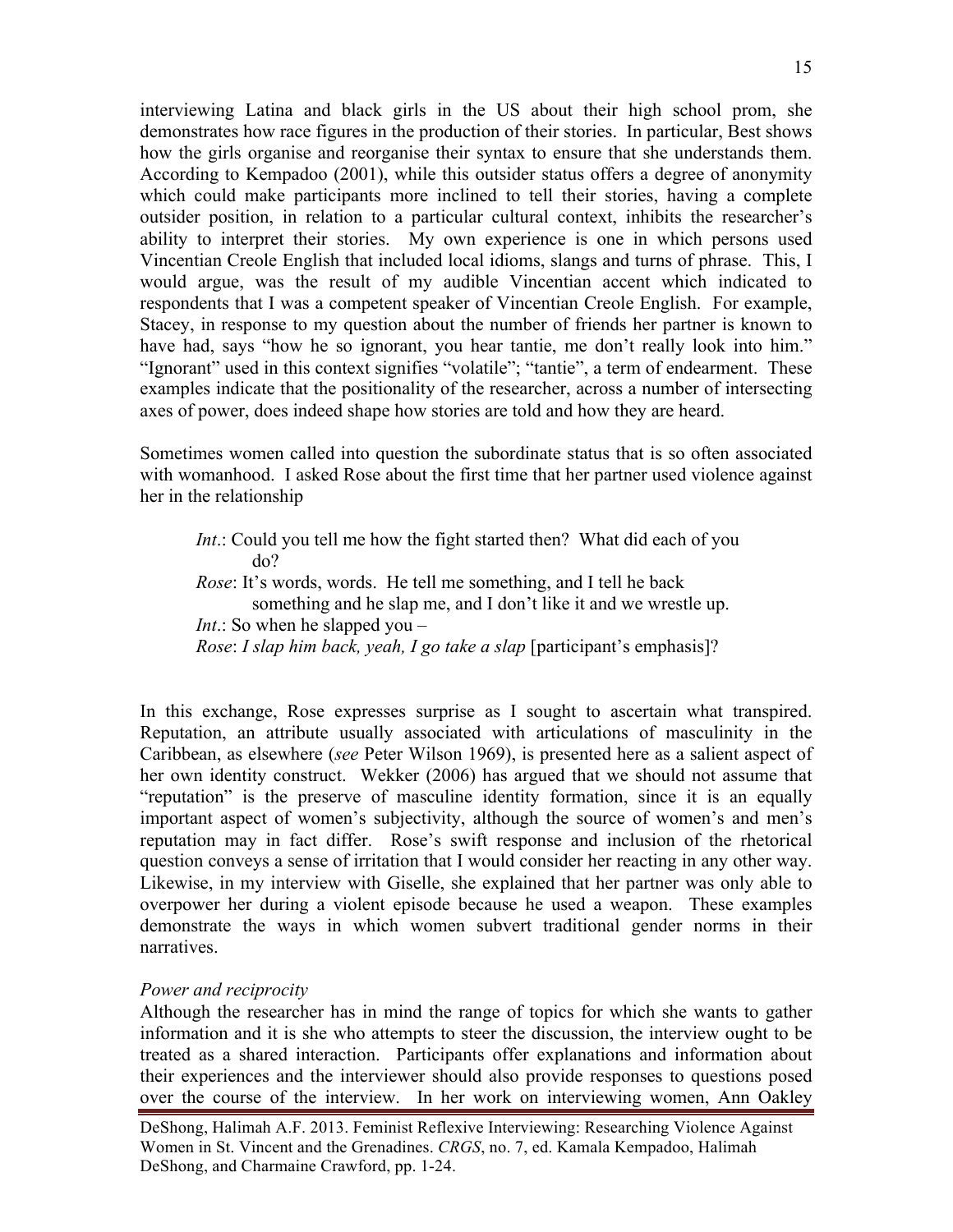interviewing Latina and black girls in the US about their high school prom, she demonstrates how race figures in the production of their stories. In particular, Best shows how the girls organise and reorganise their syntax to ensure that she understands them. According to Kempadoo (2001), while this outsider status offers a degree of anonymity which could make participants more inclined to tell their stories, having a complete outsider position, in relation to a particular cultural context, inhibits the researcher's ability to interpret their stories. My own experience is one in which persons used Vincentian Creole English that included local idioms, slangs and turns of phrase. This, I would argue, was the result of my audible Vincentian accent which indicated to respondents that I was a competent speaker of Vincentian Creole English. For example, Stacey, in response to my question about the number of friends her partner is known to have had, says "how he so ignorant, you hear tantie, me don't really look into him." "Ignorant" used in this context signifies "volatile"; "tantie", a term of endearment. These examples indicate that the positionality of the researcher, across a number of intersecting axes of power, does indeed shape how stories are told and how they are heard.

Sometimes women called into question the subordinate status that is so often associated with womanhood. I asked Rose about the first time that her partner used violence against her in the relationship

> *Int*.: Could you tell me how the fight started then? What did each of you do?
> *Rose*: It's words, words. He tell me something, and I tell he back something and he slap me, and I don't like it and we wrestle up.
> *Int*.: So when he slapped you –
> *Rose*: *I slap him back, yeah, I go take a slap* [participant's emphasis]?

In this exchange, Rose expresses surprise as I sought to ascertain what transpired. Reputation, an attribute usually associated with articulations of masculinity in the Caribbean, as elsewhere (*see* Peter Wilson 1969), is presented here as a salient aspect of her own identity construct. Wekker (2006) has argued that we should not assume that "reputation" is the preserve of masculine identity formation, since it is an equally important aspect of women's subjectivity, although the source of women's and men's reputation may in fact differ. Rose's swift response and inclusion of the rhetorical question conveys a sense of irritation that I would consider her reacting in any other way. Likewise, in my interview with Giselle, she explained that her partner was only able to overpower her during a violent episode because he used a weapon. These examples demonstrate the ways in which women subvert traditional gender norms in their narratives.

*Power and reciprocity*

Although the researcher has in mind the range of topics for which she wants to gather information and it is she who attempts to steer the discussion, the interview ought to be treated as a shared interaction. Participants offer explanations and information about their experiences and the interviewer should also provide responses to questions posed over the course of the interview. In her work on interviewing women, Ann Oakley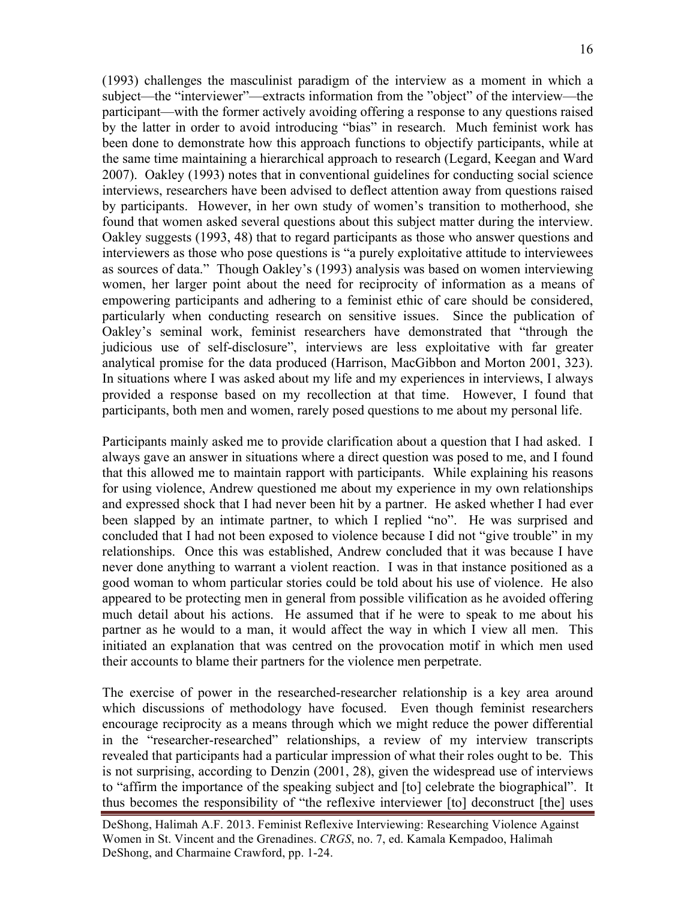(1993) challenges the masculinist paradigm of the interview as a moment in which a subject—the "interviewer"—extracts information from the "object" of the interview—the participant—with the former actively avoiding offering a response to any questions raised by the latter in order to avoid introducing "bias" in research. Much feminist work has been done to demonstrate how this approach functions to objectify participants, while at the same time maintaining a hierarchical approach to research (Legard, Keegan and Ward 2007). Oakley (1993) notes that in conventional guidelines for conducting social science interviews, researchers have been advised to deflect attention away from questions raised by participants. However, in her own study of women's transition to motherhood, she found that women asked several questions about this subject matter during the interview. Oakley suggests (1993, 48) that to regard participants as those who answer questions and interviewers as those who pose questions is "a purely exploitative attitude to interviewees as sources of data." Though Oakley's (1993) analysis was based on women interviewing women, her larger point about the need for reciprocity of information as a means of empowering participants and adhering to a feminist ethic of care should be considered, particularly when conducting research on sensitive issues. Since the publication of Oakley's seminal work, feminist researchers have demonstrated that "through the judicious use of self-disclosure", interviews are less exploitative with far greater analytical promise for the data produced (Harrison, MacGibbon and Morton 2001, 323). In situations where I was asked about my life and my experiences in interviews, I always provided a response based on my recollection at that time. However, I found that participants, both men and women, rarely posed questions to me about my personal life.

Participants mainly asked me to provide clarification about a question that I had asked. I always gave an answer in situations where a direct question was posed to me, and I found that this allowed me to maintain rapport with participants. While explaining his reasons for using violence, Andrew questioned me about my experience in my own relationships and expressed shock that I had never been hit by a partner. He asked whether I had ever been slapped by an intimate partner, to which I replied "no". He was surprised and concluded that I had not been exposed to violence because I did not "give trouble" in my relationships. Once this was established, Andrew concluded that it was because I have never done anything to warrant a violent reaction. I was in that instance positioned as a good woman to whom particular stories could be told about his use of violence. He also appeared to be protecting men in general from possible vilification as he avoided offering much detail about his actions. He assumed that if he were to speak to me about his partner as he would to a man, it would affect the way in which I view all men. This initiated an explanation that was centred on the provocation motif in which men used their accounts to blame their partners for the violence men perpetrate.

The exercise of power in the researched-researcher relationship is a key area around which discussions of methodology have focused. Even though feminist researchers encourage reciprocity as a means through which we might reduce the power differential in the "researcher-researched" relationships, a review of my interview transcripts revealed that participants had a particular impression of what their roles ought to be. This is not surprising, according to Denzin (2001, 28), given the widespread use of interviews to "affirm the importance of the speaking subject and [to] celebrate the biographical". It thus becomes the responsibility of "the reflexive interviewer [to] deconstruct [the] uses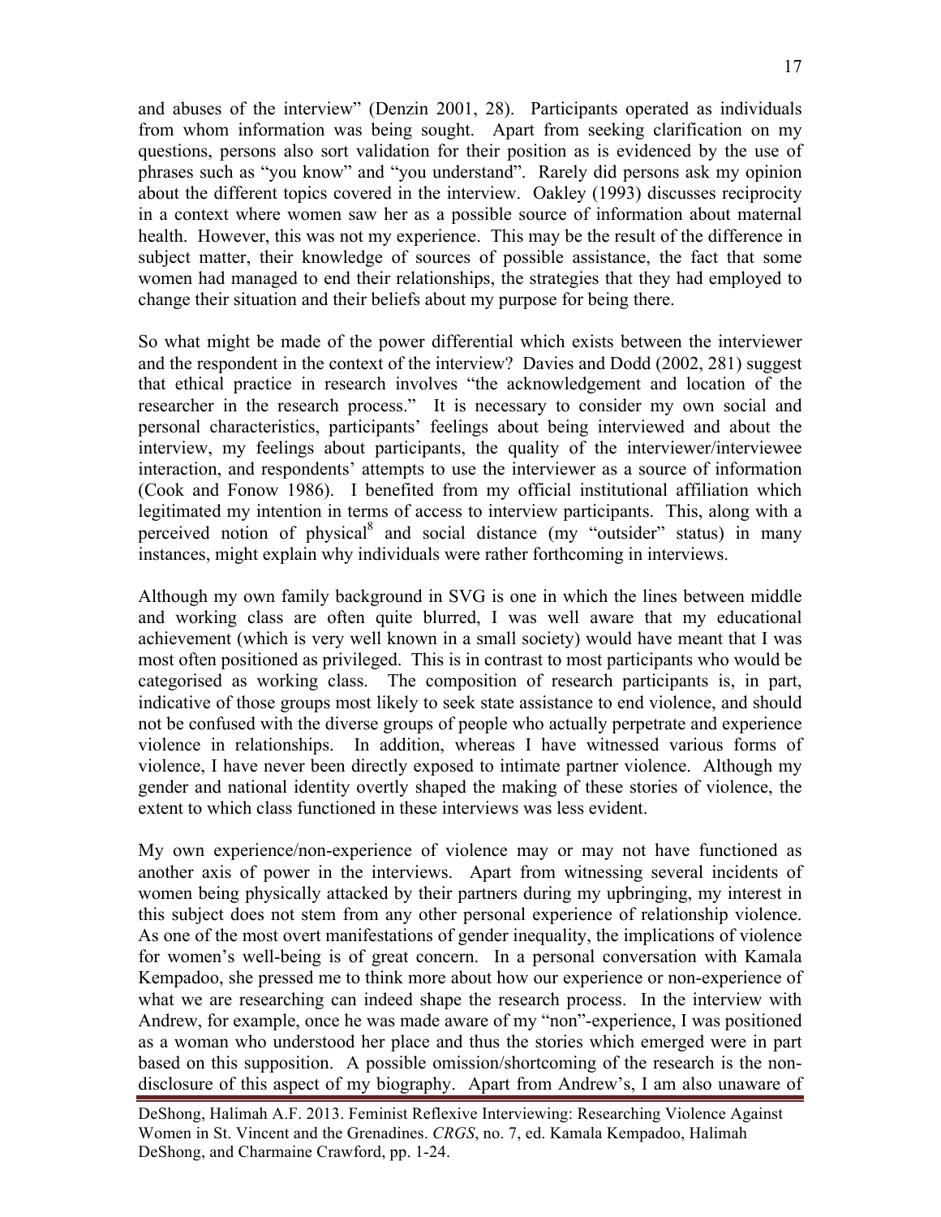and abuses of the interview" (Denzin 2001, 28). Participants operated as individuals from whom information was being sought. Apart from seeking clarification on my questions, persons also sort validation for their position as is evidenced by the use of phrases such as "you know" and "you understand". Rarely did persons ask my opinion about the different topics covered in the interview. Oakley (1993) discusses reciprocity in a context where women saw her as a possible source of information about maternal health. However, this was not my experience. This may be the result of the difference in subject matter, their knowledge of sources of possible assistance, the fact that some women had managed to end their relationships, the strategies that they had employed to change their situation and their beliefs about my purpose for being there.

So what might be made of the power differential which exists between the interviewer and the respondent in the context of the interview? Davies and Dodd (2002, 281) suggest that ethical practice in research involves "the acknowledgement and location of the researcher in the research process." It is necessary to consider my own social and personal characteristics, participants' feelings about being interviewed and about the interview, my feelings about participants, the quality of the interviewer/interviewee interaction, and respondents' attempts to use the interviewer as a source of information (Cook and Fonow 1986). I benefited from my official institutional affiliation which legitimated my intention in terms of access to interview participants. This, along with a perceived notion of physical[8] and social distance (my "outsider" status) in many instances, might explain why individuals were rather forthcoming in interviews.

Although my own family background in SVG is one in which the lines between middle and working class are often quite blurred, I was well aware that my educational achievement (which is very well known in a small society) would have meant that I was most often positioned as privileged. This is in contrast to most participants who would be categorised as working class. The composition of research participants is, in part, indicative of those groups most likely to seek state assistance to end violence, and should not be confused with the diverse groups of people who actually perpetrate and experience violence in relationships. In addition, whereas I have witnessed various forms of violence, I have never been directly exposed to intimate partner violence. Although my gender and national identity overtly shaped the making of these stories of violence, the extent to which class functioned in these interviews was less evident.

My own experience/non-experience of violence may or may not have functioned as another axis of power in the interviews. Apart from witnessing several incidents of women being physically attacked by their partners during my upbringing, my interest in this subject does not stem from any other personal experience of relationship violence. As one of the most overt manifestations of gender inequality, the implications of violence for women's well-being is of great concern. In a personal conversation with Kamala Kempadoo, she pressed me to think more about how our experience or non-experience of what we are researching can indeed shape the research process. In the interview with Andrew, for example, once he was made aware of my "non"-experience, I was positioned as a woman who understood her place and thus the stories which emerged were in part based on this supposition. A possible omission/shortcoming of the research is the non-disclosure of this aspect of my biography. Apart from Andrew's, I am also unaware of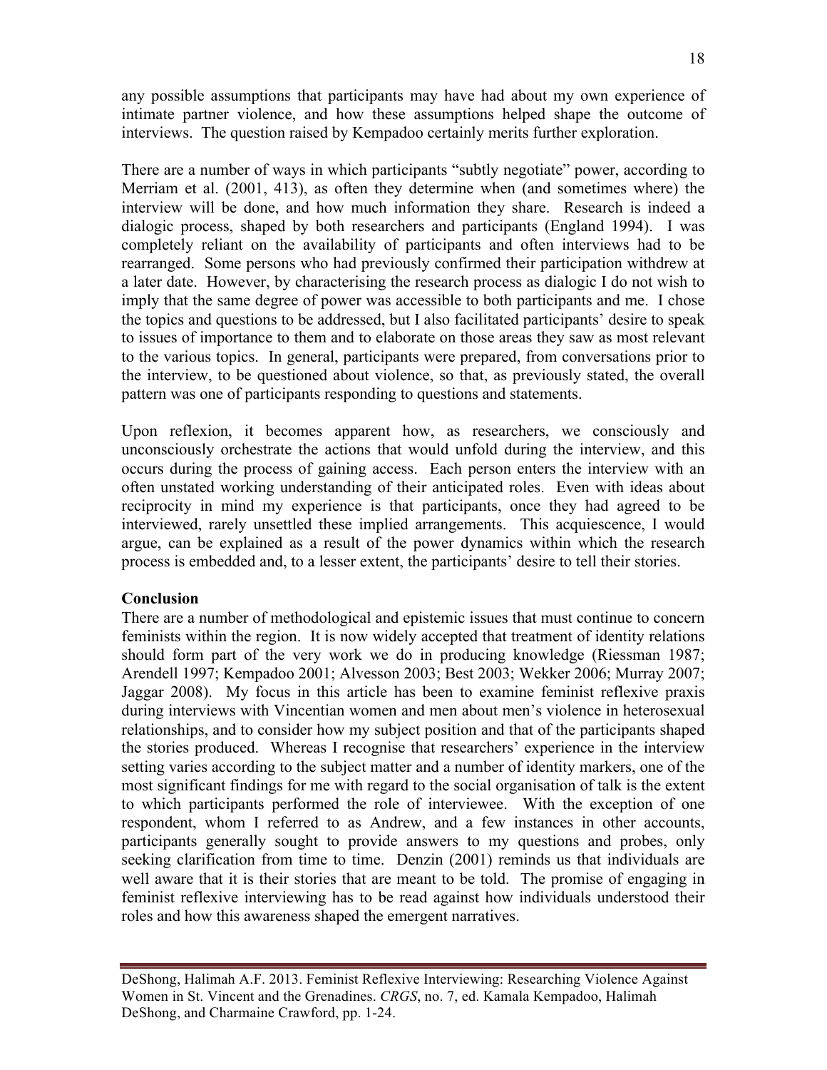any possible assumptions that participants may have had about my own experience of intimate partner violence, and how these assumptions helped shape the outcome of interviews. The question raised by Kempadoo certainly merits further exploration.

There are a number of ways in which participants "subtly negotiate" power, according to Merriam et al. (2001, 413), as often they determine when (and sometimes where) the interview will be done, and how much information they share. Research is indeed a dialogic process, shaped by both researchers and participants (England 1994). I was completely reliant on the availability of participants and often interviews had to be rearranged. Some persons who had previously confirmed their participation withdrew at a later date. However, by characterising the research process as dialogic I do not wish to imply that the same degree of power was accessible to both participants and me. I chose the topics and questions to be addressed, but I also facilitated participants' desire to speak to issues of importance to them and to elaborate on those areas they saw as most relevant to the various topics. In general, participants were prepared, from conversations prior to the interview, to be questioned about violence, so that, as previously stated, the overall pattern was one of participants responding to questions and statements.

Upon reflexion, it becomes apparent how, as researchers, we consciously and unconsciously orchestrate the actions that would unfold during the interview, and this occurs during the process of gaining access. Each person enters the interview with an often unstated working understanding of their anticipated roles. Even with ideas about reciprocity in mind my experience is that participants, once they had agreed to be interviewed, rarely unsettled these implied arrangements. This acquiescence, I would argue, can be explained as a result of the power dynamics within which the research process is embedded and, to a lesser extent, the participants' desire to tell their stories.

## Conclusion

There are a number of methodological and epistemic issues that must continue to concern feminists within the region. It is now widely accepted that treatment of identity relations should form part of the very work we do in producing knowledge (Riessman 1987; Arendell 1997; Kempadoo 2001; Alvesson 2003; Best 2003; Wekker 2006; Murray 2007; Jaggar 2008). My focus in this article has been to examine feminist reflexive praxis during interviews with Vincentian women and men about men's violence in heterosexual relationships, and to consider how my subject position and that of the participants shaped the stories produced. Whereas I recognise that researchers' experience in the interview setting varies according to the subject matter and a number of identity markers, one of the most significant findings for me with regard to the social organisation of talk is the extent to which participants performed the role of interviewee. With the exception of one respondent, whom I referred to as Andrew, and a few instances in other accounts, participants generally sought to provide answers to my questions and probes, only seeking clarification from time to time. Denzin (2001) reminds us that individuals are well aware that it is their stories that are meant to be told. The promise of engaging in feminist reflexive interviewing has to be read against how individuals understood their roles and how this awareness shaped the emergent narratives.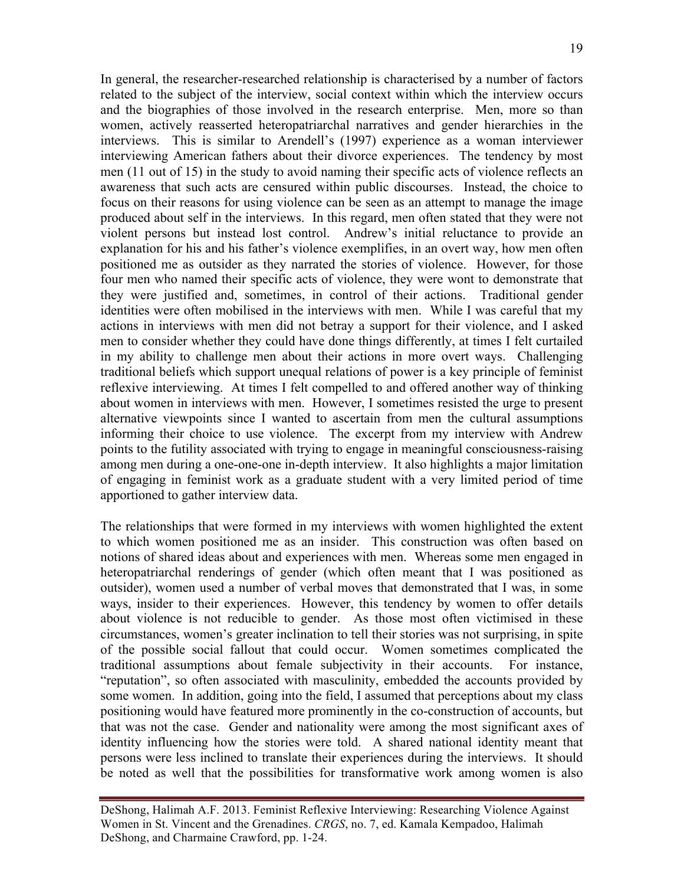In general, the researcher-researched relationship is characterised by a number of factors related to the subject of the interview, social context within which the interview occurs and the biographies of those involved in the research enterprise. Men, more so than women, actively reasserted heteropatriarchal narratives and gender hierarchies in the interviews. This is similar to Arendell's (1997) experience as a woman interviewer interviewing American fathers about their divorce experiences. The tendency by most men (11 out of 15) in the study to avoid naming their specific acts of violence reflects an awareness that such acts are censured within public discourses. Instead, the choice to focus on their reasons for using violence can be seen as an attempt to manage the image produced about self in the interviews. In this regard, men often stated that they were not violent persons but instead lost control. Andrew's initial reluctance to provide an explanation for his and his father's violence exemplifies, in an overt way, how men often positioned me as outsider as they narrated the stories of violence. However, for those four men who named their specific acts of violence, they were wont to demonstrate that they were justified and, sometimes, in control of their actions. Traditional gender identities were often mobilised in the interviews with men. While I was careful that my actions in interviews with men did not betray a support for their violence, and I asked men to consider whether they could have done things differently, at times I felt curtailed in my ability to challenge men about their actions in more overt ways. Challenging traditional beliefs which support unequal relations of power is a key principle of feminist reflexive interviewing. At times I felt compelled to and offered another way of thinking about women in interviews with men. However, I sometimes resisted the urge to present alternative viewpoints since I wanted to ascertain from men the cultural assumptions informing their choice to use violence. The excerpt from my interview with Andrew points to the futility associated with trying to engage in meaningful consciousness-raising among men during a one-one-one in-depth interview. It also highlights a major limitation of engaging in feminist work as a graduate student with a very limited period of time apportioned to gather interview data.

The relationships that were formed in my interviews with women highlighted the extent to which women positioned me as an insider. This construction was often based on notions of shared ideas about and experiences with men. Whereas some men engaged in heteropatriarchal renderings of gender (which often meant that I was positioned as outsider), women used a number of verbal moves that demonstrated that I was, in some ways, insider to their experiences. However, this tendency by women to offer details about violence is not reducible to gender. As those most often victimised in these circumstances, women's greater inclination to tell their stories was not surprising, in spite of the possible social fallout that could occur. Women sometimes complicated the traditional assumptions about female subjectivity in their accounts. For instance, "reputation", so often associated with masculinity, embedded the accounts provided by some women. In addition, going into the field, I assumed that perceptions about my class positioning would have featured more prominently in the co-construction of accounts, but that was not the case. Gender and nationality were among the most significant axes of identity influencing how the stories were told. A shared national identity meant that persons were less inclined to translate their experiences during the interviews. It should be noted as well that the possibilities for transformative work among women is also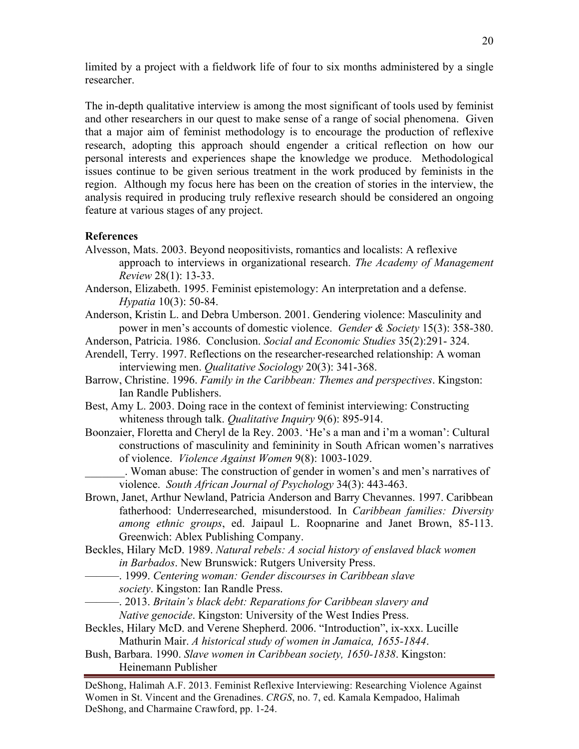limited by a project with a fieldwork life of four to six months administered by a single researcher.

The in-depth qualitative interview is among the most significant of tools used by feminist and other researchers in our quest to make sense of a range of social phenomena. Given that a major aim of feminist methodology is to encourage the production of reflexive research, adopting this approach should engender a critical reflection on how our personal interests and experiences shape the knowledge we produce. Methodological issues continue to be given serious treatment in the work produced by feminists in the region. Although my focus here has been on the creation of stories in the interview, the analysis required in producing truly reflexive research should be considered an ongoing feature at various stages of any project.

**References**

Alvesson, Mats. 2003. Beyond neopositivists, romantics and localists: A reflexive approach to interviews in organizational research. *The Academy of Management Review* 28(1): 13-33.

Anderson, Elizabeth. 1995. Feminist epistemology: An interpretation and a defense. *Hypatia* 10(3): 50-84.

Anderson, Kristin L. and Debra Umberson. 2001. Gendering violence: Masculinity and power in men's accounts of domestic violence. *Gender & Society* 15(3): 358-380.

Anderson, Patricia. 1986. Conclusion. *Social and Economic Studies* 35(2):291- 324.

Arendell, Terry. 1997. Reflections on the researcher-researched relationship: A woman interviewing men. *Qualitative Sociology* 20(3): 341-368.

Barrow, Christine. 1996. *Family in the Caribbean: Themes and perspectives*. Kingston: Ian Randle Publishers.

Best, Amy L. 2003. Doing race in the context of feminist interviewing: Constructing whiteness through talk. *Qualitative Inquiry* 9(6): 895-914.

Boonzaier, Floretta and Cheryl de la Rey. 2003. 'He's a man and i'm a woman': Cultural constructions of masculinity and femininity in South African women's narratives of violence. *Violence Against Women* 9(8): 1003-1029.

_______. Woman abuse: The construction of gender in women's and men's narratives of violence. *South African Journal of Psychology* 34(3): 443-463.

Brown, Janet, Arthur Newland, Patricia Anderson and Barry Chevannes. 1997. Caribbean fatherhood: Underresearched, misunderstood. In *Caribbean families: Diversity among ethnic groups*, ed. Jaipaul L. Roopnarine and Janet Brown, 85-113. Greenwich: Ablex Publishing Company.

Beckles, Hilary McD. 1989. *Natural rebels: A social history of enslaved black women in Barbados*. New Brunswick: Rutgers University Press.

———. 1999. *Centering woman: Gender discourses in Caribbean slave society*. Kingston: Ian Randle Press.

———. 2013. *Britain's black debt: Reparations for Caribbean slavery and Native genocide*. Kingston: University of the West Indies Press.

Beckles, Hilary McD. and Verene Shepherd. 2006. "Introduction", ix-xxx. Lucille Mathurin Mair. *A historical study of women in Jamaica, 1655-1844*.

Bush, Barbara. 1990. *Slave women in Caribbean society, 1650-1838*. Kingston: Heinemann Publisher

DeShong, Halimah A.F. 2013. Feminist Reflexive Interviewing: Researching Violence Against Women in St. Vincent and the Grenadines. *CRGS*, no. 7, ed. Kamala Kempadoo, Halimah DeShong, and Charmaine Crawford, pp. 1-24.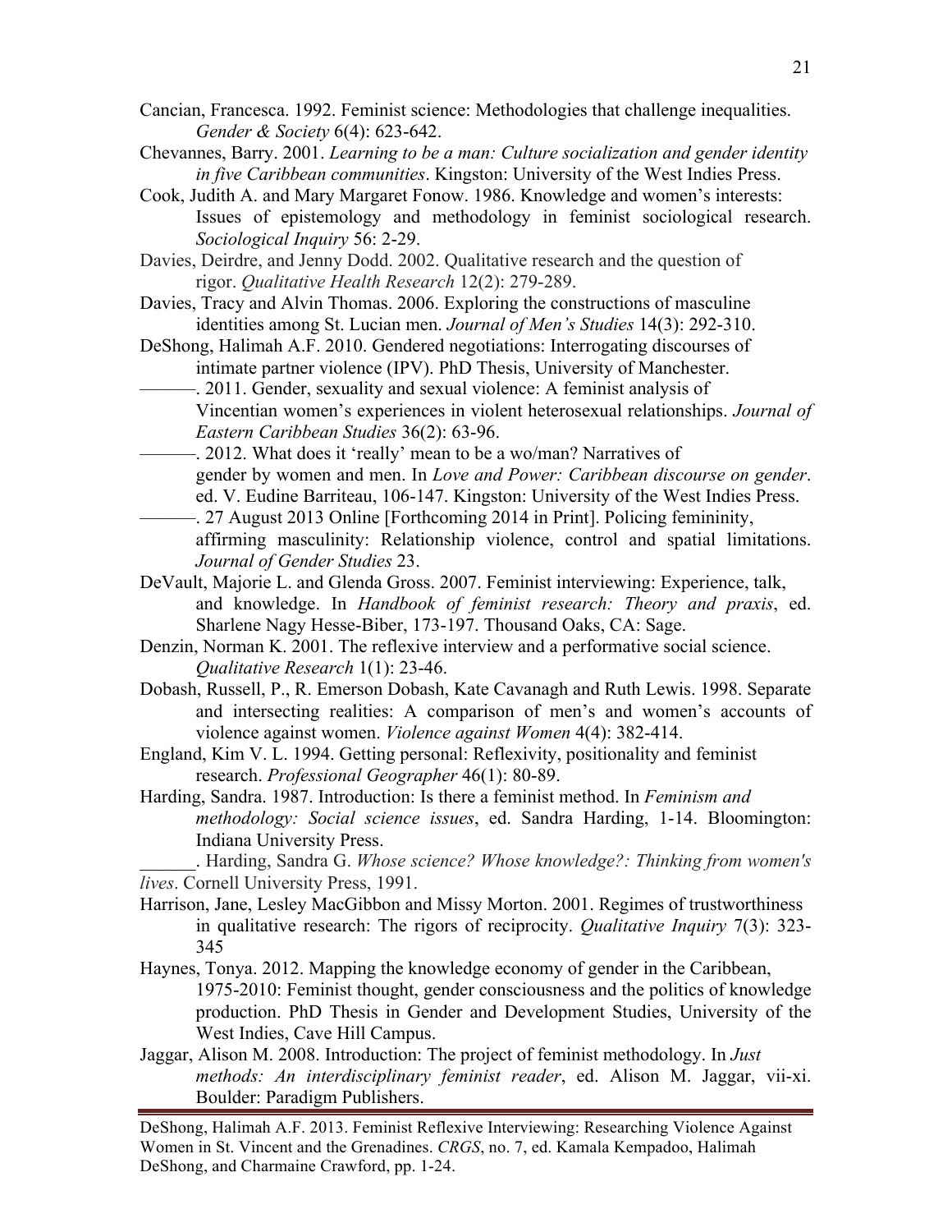Cancian, Francesca. 1992. Feminist science: Methodologies that challenge inequalities. *Gender & Society* 6(4): 623-642.

Chevannes, Barry. 2001. *Learning to be a man: Culture socialization and gender identity in five Caribbean communities*. Kingston: University of the West Indies Press.

Cook, Judith A. and Mary Margaret Fonow. 1986. Knowledge and women's interests: Issues of epistemology and methodology in feminist sociological research. *Sociological Inquiry* 56: 2-29.

Davies, Deirdre, and Jenny Dodd. 2002. Qualitative research and the question of rigor. *Qualitative Health Research* 12(2): 279-289.

Davies, Tracy and Alvin Thomas. 2006. Exploring the constructions of masculine identities among St. Lucian men. *Journal of Men's Studies* 14(3): 292-310.

DeShong, Halimah A.F. 2010. Gendered negotiations: Interrogating discourses of intimate partner violence (IPV). PhD Thesis, University of Manchester.

———. 2011. Gender, sexuality and sexual violence: A feminist analysis of Vincentian women's experiences in violent heterosexual relationships. *Journal of Eastern Caribbean Studies* 36(2): 63-96.

———. 2012. What does it 'really' mean to be a wo/man? Narratives of gender by women and men. In *Love and Power: Caribbean discourse on gender*. ed. V. Eudine Barriteau, 106-147. Kingston: University of the West Indies Press.

———. 27 August 2013 Online [Forthcoming 2014 in Print]. Policing femininity, affirming masculinity: Relationship violence, control and spatial limitations. *Journal of Gender Studies* 23.

DeVault, Majorie L. and Glenda Gross. 2007. Feminist interviewing: Experience, talk, and knowledge. In *Handbook of feminist research: Theory and praxis*, ed. Sharlene Nagy Hesse-Biber, 173-197. Thousand Oaks, CA: Sage.

Denzin, Norman K. 2001. The reflexive interview and a performative social science. *Qualitative Research* 1(1): 23-46.

Dobash, Russell, P., R. Emerson Dobash, Kate Cavanagh and Ruth Lewis. 1998. Separate and intersecting realities: A comparison of men's and women's accounts of violence against women. *Violence against Women* 4(4): 382-414.

England, Kim V. L. 1994. Getting personal: Reflexivity, positionality and feminist research. *Professional Geographer* 46(1): 80-89.

Harding, Sandra. 1987. Introduction: Is there a feminist method. In *Feminism and methodology: Social science issues*, ed. Sandra Harding, 1-14. Bloomington: Indiana University Press.

______. Harding, Sandra G. *Whose science? Whose knowledge?: Thinking from women's lives*. Cornell University Press, 1991.

Harrison, Jane, Lesley MacGibbon and Missy Morton. 2001. Regimes of trustworthiness in qualitative research: The rigors of reciprocity. *Qualitative Inquiry* 7(3): 323-345

Haynes, Tonya. 2012. Mapping the knowledge economy of gender in the Caribbean, 1975-2010: Feminist thought, gender consciousness and the politics of knowledge production. PhD Thesis in Gender and Development Studies, University of the West Indies, Cave Hill Campus.

Jaggar, Alison M. 2008. Introduction: The project of feminist methodology. In *Just methods: An interdisciplinary feminist reader*, ed. Alison M. Jaggar, vii-xi. Boulder: Paradigm Publishers.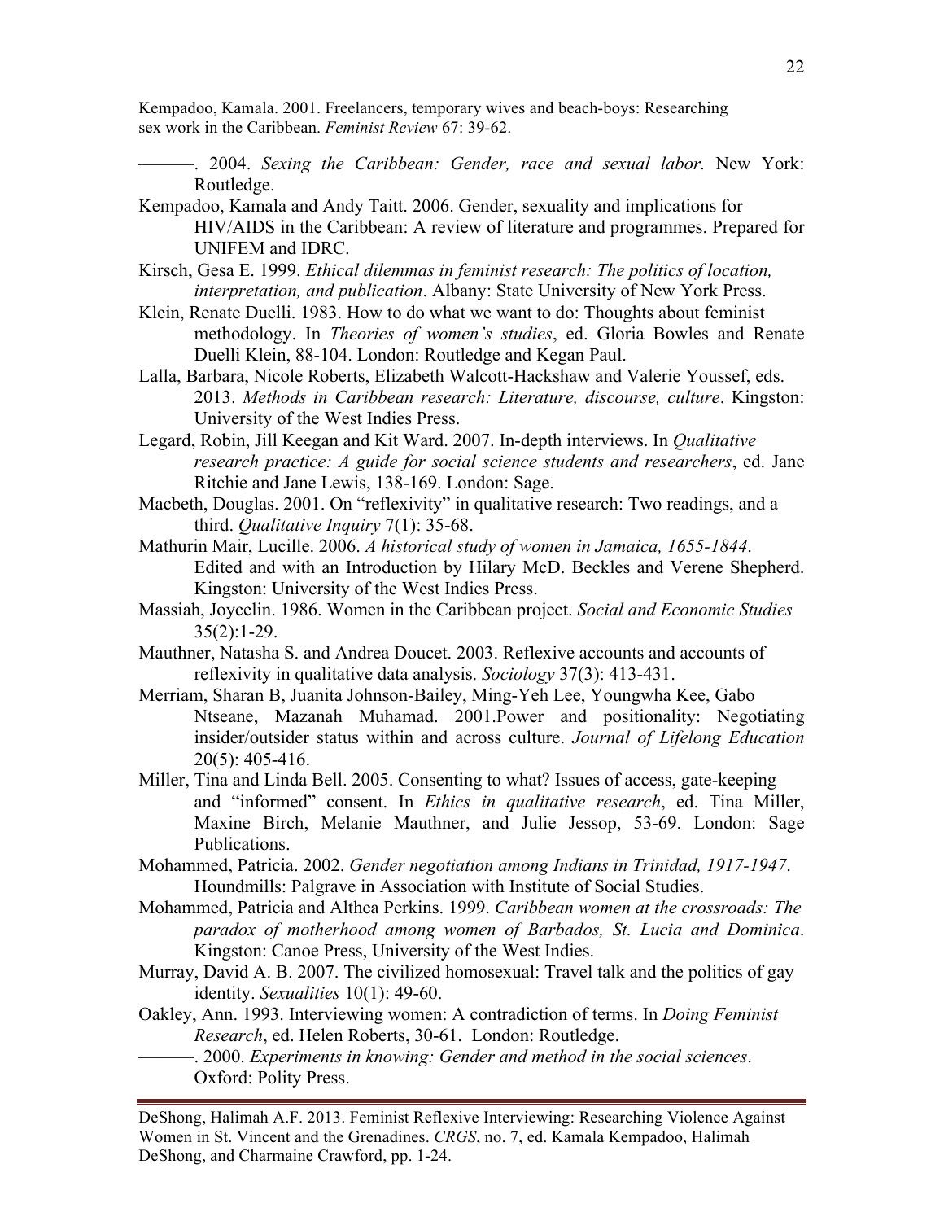Kempadoo, Kamala. 2001. Freelancers, temporary wives and beach-boys: Researching sex work in the Caribbean. *Feminist Review* 67: 39-62.

———. 2004. *Sexing the Caribbean: Gender, race and sexual labor.* New York: Routledge.

Kempadoo, Kamala and Andy Taitt. 2006. Gender, sexuality and implications for HIV/AIDS in the Caribbean: A review of literature and programmes. Prepared for UNIFEM and IDRC.

Kirsch, Gesa E. 1999. *Ethical dilemmas in feminist research: The politics of location, interpretation, and publication*. Albany: State University of New York Press.

Klein, Renate Duelli. 1983. How to do what we want to do: Thoughts about feminist methodology. In *Theories of women's studies*, ed. Gloria Bowles and Renate Duelli Klein, 88-104. London: Routledge and Kegan Paul.

Lalla, Barbara, Nicole Roberts, Elizabeth Walcott-Hackshaw and Valerie Youssef, eds. 2013. *Methods in Caribbean research: Literature, discourse, culture*. Kingston: University of the West Indies Press.

Legard, Robin, Jill Keegan and Kit Ward. 2007. In-depth interviews. In *Qualitative research practice: A guide for social science students and researchers*, ed. Jane Ritchie and Jane Lewis, 138-169. London: Sage.

Macbeth, Douglas. 2001. On "reflexivity" in qualitative research: Two readings, and a third. *Qualitative Inquiry* 7(1): 35-68.

Mathurin Mair, Lucille. 2006. *A historical study of women in Jamaica, 1655-1844*. Edited and with an Introduction by Hilary McD. Beckles and Verene Shepherd. Kingston: University of the West Indies Press.

Massiah, Joycelin. 1986. Women in the Caribbean project. *Social and Economic Studies* 35(2):1-29.

Mauthner, Natasha S. and Andrea Doucet. 2003. Reflexive accounts and accounts of reflexivity in qualitative data analysis. *Sociology* 37(3): 413-431.

Merriam, Sharan B, Juanita Johnson-Bailey, Ming-Yeh Lee, Youngwha Kee, Gabo Ntseane, Mazanah Muhamad. 2001.Power and positionality: Negotiating insider/outsider status within and across culture. *Journal of Lifelong Education* 20(5): 405-416.

Miller, Tina and Linda Bell. 2005. Consenting to what? Issues of access, gate-keeping and "informed" consent. In *Ethics in qualitative research*, ed. Tina Miller, Maxine Birch, Melanie Mauthner, and Julie Jessop, 53-69. London: Sage Publications.

Mohammed, Patricia. 2002. *Gender negotiation among Indians in Trinidad, 1917-1947*. Houndmills: Palgrave in Association with Institute of Social Studies.

Mohammed, Patricia and Althea Perkins. 1999. *Caribbean women at the crossroads: The paradox of motherhood among women of Barbados, St. Lucia and Dominica*. Kingston: Canoe Press, University of the West Indies.

Murray, David A. B. 2007. The civilized homosexual: Travel talk and the politics of gay identity. *Sexualities* 10(1): 49-60.

Oakley, Ann. 1993. Interviewing women: A contradiction of terms. In *Doing Feminist Research*, ed. Helen Roberts, 30-61. London: Routledge.

———. 2000. *Experiments in knowing: Gender and method in the social sciences*. Oxford: Polity Press.

DeShong, Halimah A.F. 2013. Feminist Reflexive Interviewing: Researching Violence Against Women in St. Vincent and the Grenadines. *CRGS*, no. 7, ed. Kamala Kempadoo, Halimah DeShong, and Charmaine Crawford, pp. 1-24.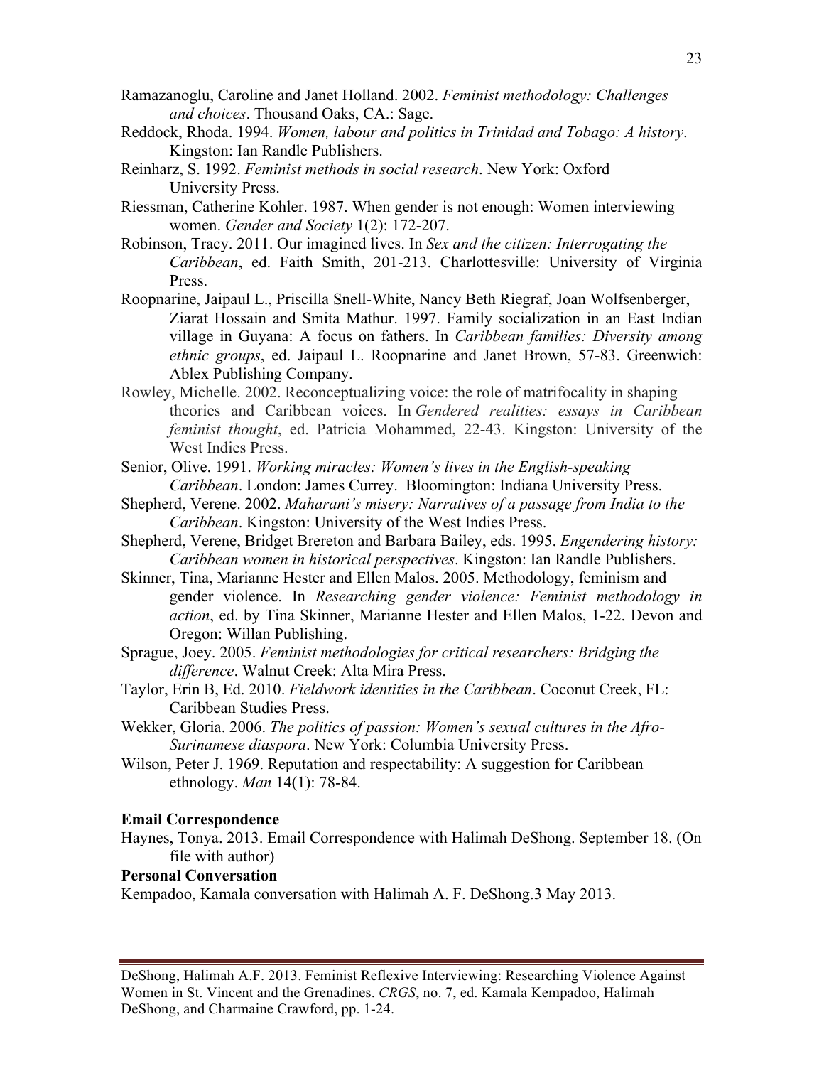Ramazanoglu, Caroline and Janet Holland. 2002. *Feminist methodology: Challenges and choices*. Thousand Oaks, CA.: Sage.

Reddock, Rhoda. 1994. *Women, labour and politics in Trinidad and Tobago: A history*. Kingston: Ian Randle Publishers.

Reinharz, S. 1992. *Feminist methods in social research*. New York: Oxford University Press.

Riessman, Catherine Kohler. 1987. When gender is not enough: Women interviewing women. *Gender and Society* 1(2): 172-207.

Robinson, Tracy. 2011. Our imagined lives. In *Sex and the citizen: Interrogating the Caribbean*, ed. Faith Smith, 201-213. Charlottesville: University of Virginia Press.

Roopnarine, Jaipaul L., Priscilla Snell-White, Nancy Beth Riegraf, Joan Wolfsenberger, Ziarat Hossain and Smita Mathur. 1997. Family socialization in an East Indian village in Guyana: A focus on fathers. In *Caribbean families: Diversity among ethnic groups*, ed. Jaipaul L. Roopnarine and Janet Brown, 57-83. Greenwich: Ablex Publishing Company.

Rowley, Michelle. 2002. Reconceptualizing voice: the role of matrifocality in shaping theories and Caribbean voices. In *Gendered realities: essays in Caribbean feminist thought*, ed. Patricia Mohammed, 22-43. Kingston: University of the West Indies Press.

Senior, Olive. 1991. *Working miracles: Women's lives in the English-speaking Caribbean*. London: James Currey. Bloomington: Indiana University Press.

Shepherd, Verene. 2002. *Maharani's misery: Narratives of a passage from India to the Caribbean*. Kingston: University of the West Indies Press.

Shepherd, Verene, Bridget Brereton and Barbara Bailey, eds. 1995. *Engendering history: Caribbean women in historical perspectives*. Kingston: Ian Randle Publishers.

Skinner, Tina, Marianne Hester and Ellen Malos. 2005. Methodology, feminism and gender violence. In *Researching gender violence: Feminist methodology in action*, ed. by Tina Skinner, Marianne Hester and Ellen Malos, 1-22. Devon and Oregon: Willan Publishing.

Sprague, Joey. 2005. *Feminist methodologies for critical researchers: Bridging the difference*. Walnut Creek: Alta Mira Press.

Taylor, Erin B, Ed. 2010. *Fieldwork identities in the Caribbean*. Coconut Creek, FL: Caribbean Studies Press.

Wekker, Gloria. 2006. *The politics of passion: Women's sexual cultures in the Afro-Surinamese diaspora*. New York: Columbia University Press.

Wilson, Peter J. 1969. Reputation and respectability: A suggestion for Caribbean ethnology. *Man* 14(1): 78-84.

**Email Correspondence**

Haynes, Tonya. 2013. Email Correspondence with Halimah DeShong. September 18. (On file with author)

**Personal Conversation**

Kempadoo, Kamala conversation with Halimah A. F. DeShong.3 May 2013.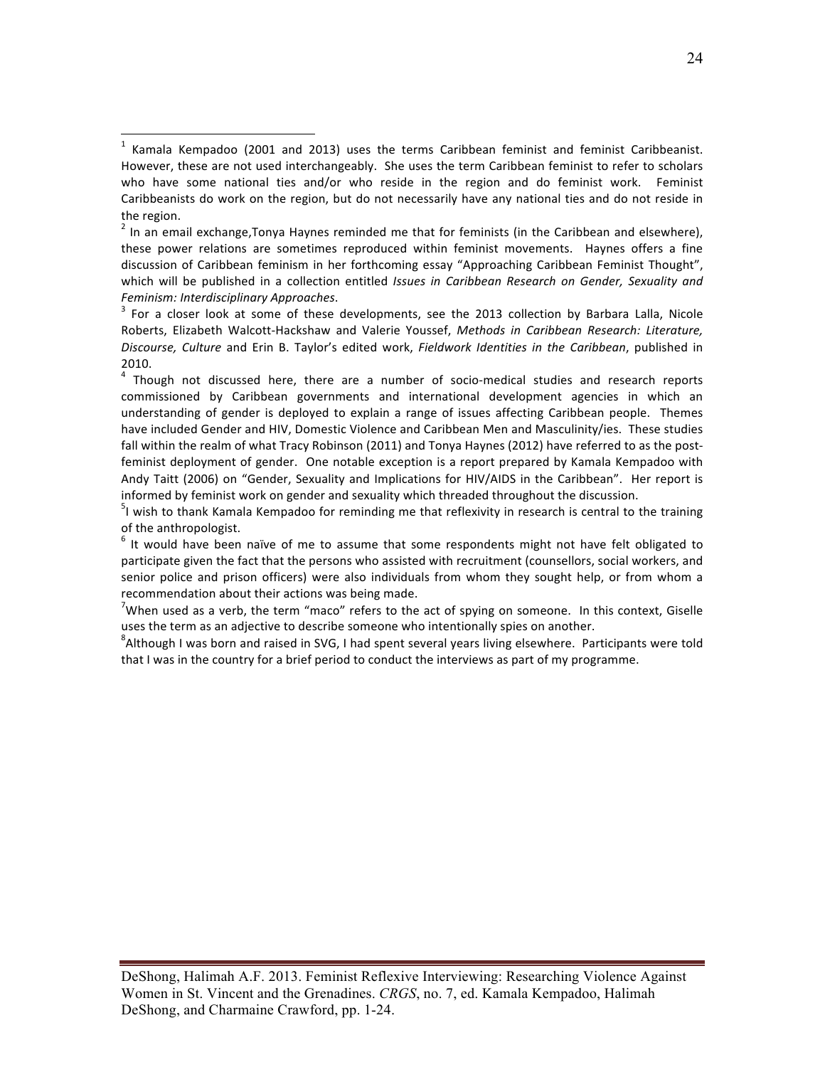[1] Kamala Kempadoo (2001 and 2013) uses the terms Caribbean feminist and feminist Caribbeanist. However, these are not used interchangeably. She uses the term Caribbean feminist to refer to scholars who have some national ties and/or who reside in the region and do feminist work. Feminist Caribbeanists do work on the region, but do not necessarily have any national ties and do not reside in the region.

[2] In an email exchange,Tonya Haynes reminded me that for feminists (in the Caribbean and elsewhere), these power relations are sometimes reproduced within feminist movements. Haynes offers a fine discussion of Caribbean feminism in her forthcoming essay "Approaching Caribbean Feminist Thought", which will be published in a collection entitled *Issues in Caribbean Research on Gender, Sexuality and Feminism: Interdisciplinary Approaches*.

[3] For a closer look at some of these developments, see the 2013 collection by Barbara Lalla, Nicole Roberts, Elizabeth Walcott-Hackshaw and Valerie Youssef, *Methods in Caribbean Research: Literature, Discourse, Culture* and Erin B. Taylor's edited work, *Fieldwork Identities in the Caribbean*, published in 2010.

[4] Though not discussed here, there are a number of socio-medical studies and research reports commissioned by Caribbean governments and international development agencies in which an understanding of gender is deployed to explain a range of issues affecting Caribbean people. Themes have included Gender and HIV, Domestic Violence and Caribbean Men and Masculinity/ies. These studies fall within the realm of what Tracy Robinson (2011) and Tonya Haynes (2012) have referred to as the post-feminist deployment of gender. One notable exception is a report prepared by Kamala Kempadoo with Andy Taitt (2006) on "Gender, Sexuality and Implications for HIV/AIDS in the Caribbean". Her report is informed by feminist work on gender and sexuality which threaded throughout the discussion.

[5] I wish to thank Kamala Kempadoo for reminding me that reflexivity in research is central to the training of the anthropologist.

[6] It would have been naïve of me to assume that some respondents might not have felt obligated to participate given the fact that the persons who assisted with recruitment (counsellors, social workers, and senior police and prison officers) were also individuals from whom they sought help, or from whom a recommendation about their actions was being made.

[7] When used as a verb, the term "maco" refers to the act of spying on someone. In this context, Giselle uses the term as an adjective to describe someone who intentionally spies on another.

[8] Although I was born and raised in SVG, I had spent several years living elsewhere. Participants were told that I was in the country for a brief period to conduct the interviews as part of my programme.